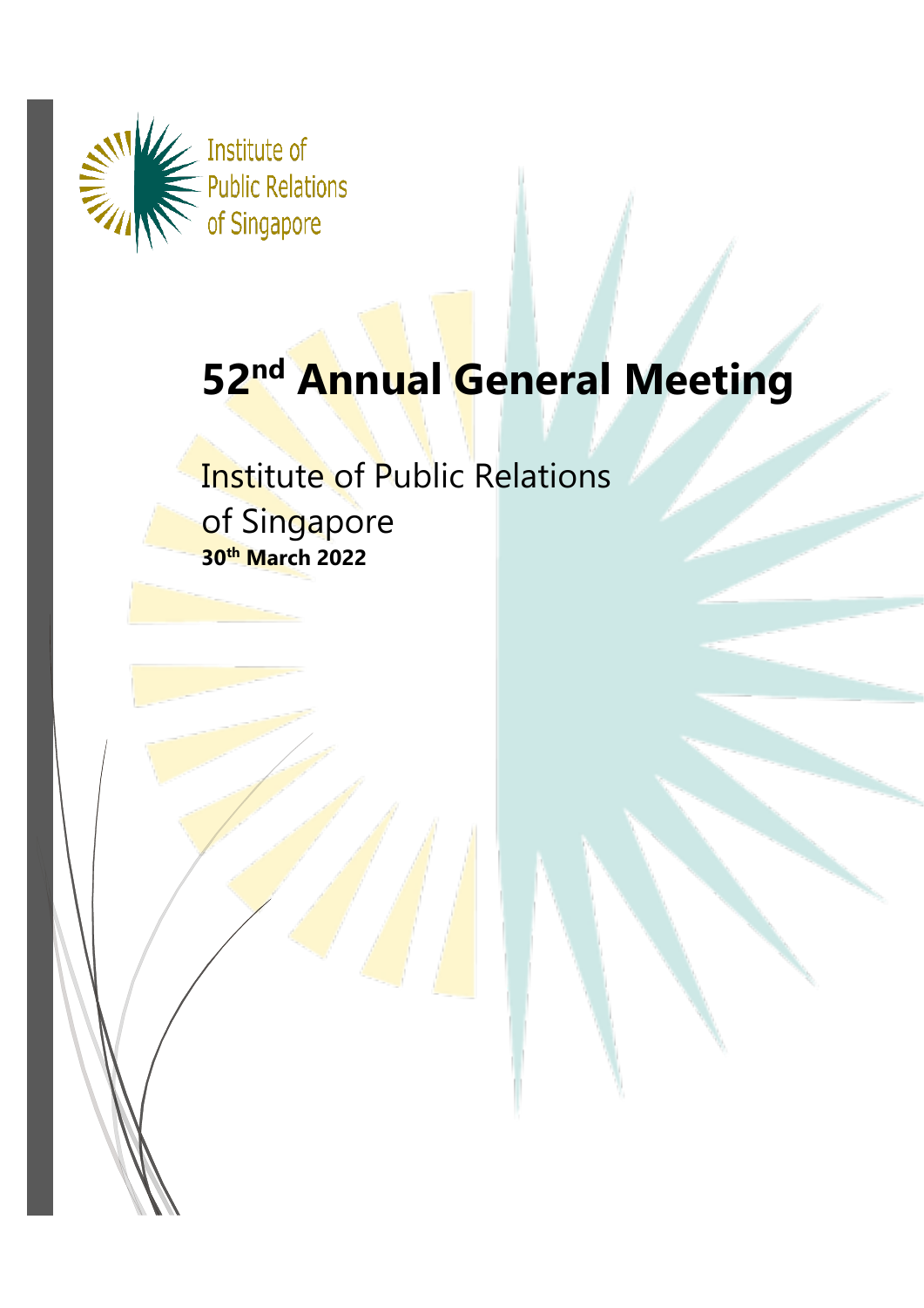Institute of Public Relations of Singapore

# 52nd Annual General Meeting

Institute of Public Relations of Singapore

**30th March 2022**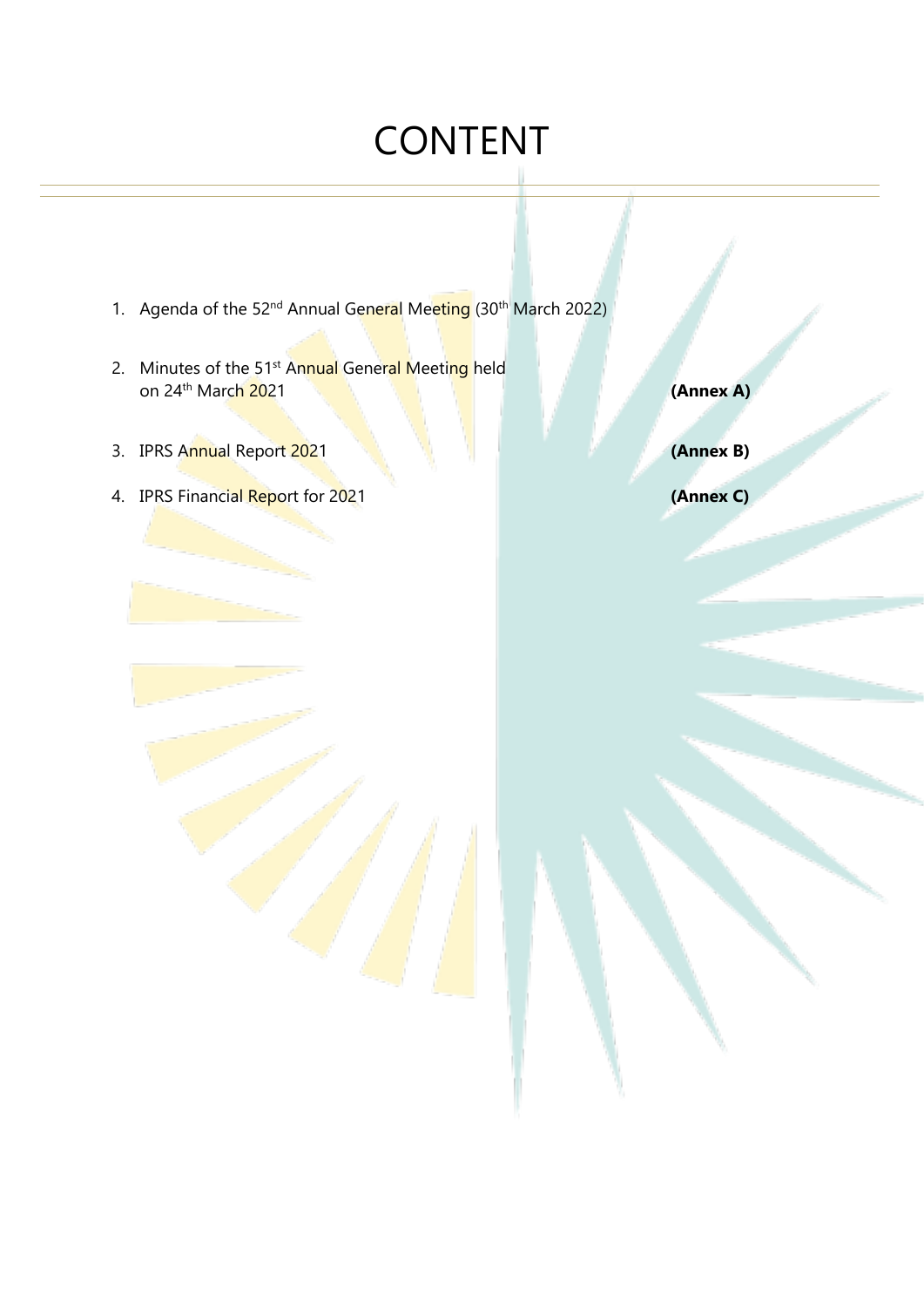# CONTENT

1. Agenda of the 52nd Annual General Meeting (30th March 2022)

2. Minutes of the 51st Annual General Meeting held on 24th March 2021 **(Annex A)**

3. IPRS Annual Report 2021 **(Annex B)**

4. IPRS Financial Report for 2021 **(Annex C)**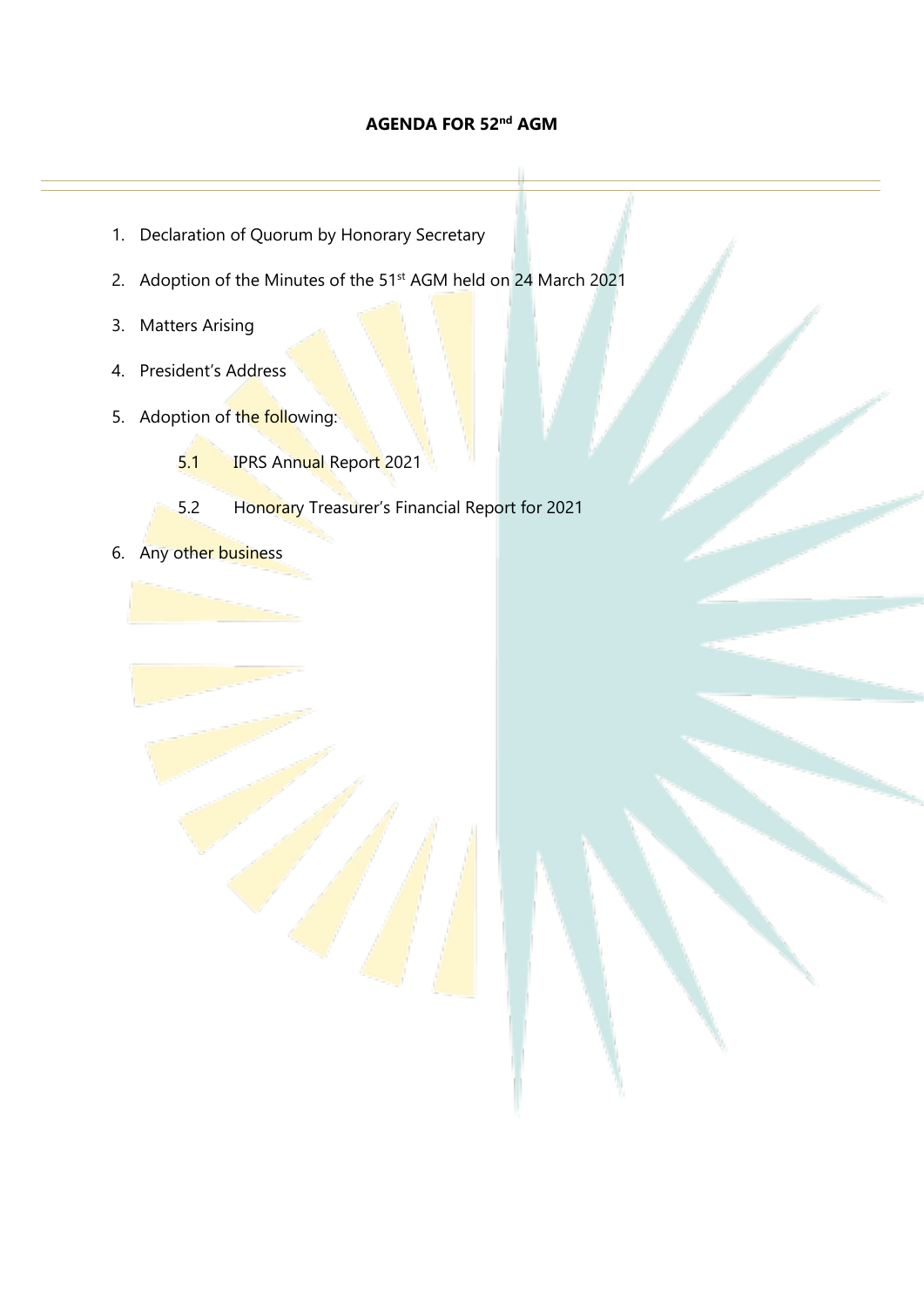# AGENDA FOR 52nd AGM

1. Declaration of Quorum by Honorary Secretary
2. Adoption of the Minutes of the 51st AGM held on 24 March 2021
3. Matters Arising
4. President's Address
5. Adoption of the following:
   - 5.1 IPRS Annual Report 2021
   - 5.2 Honorary Treasurer's Financial Report for 2021
6. Any other business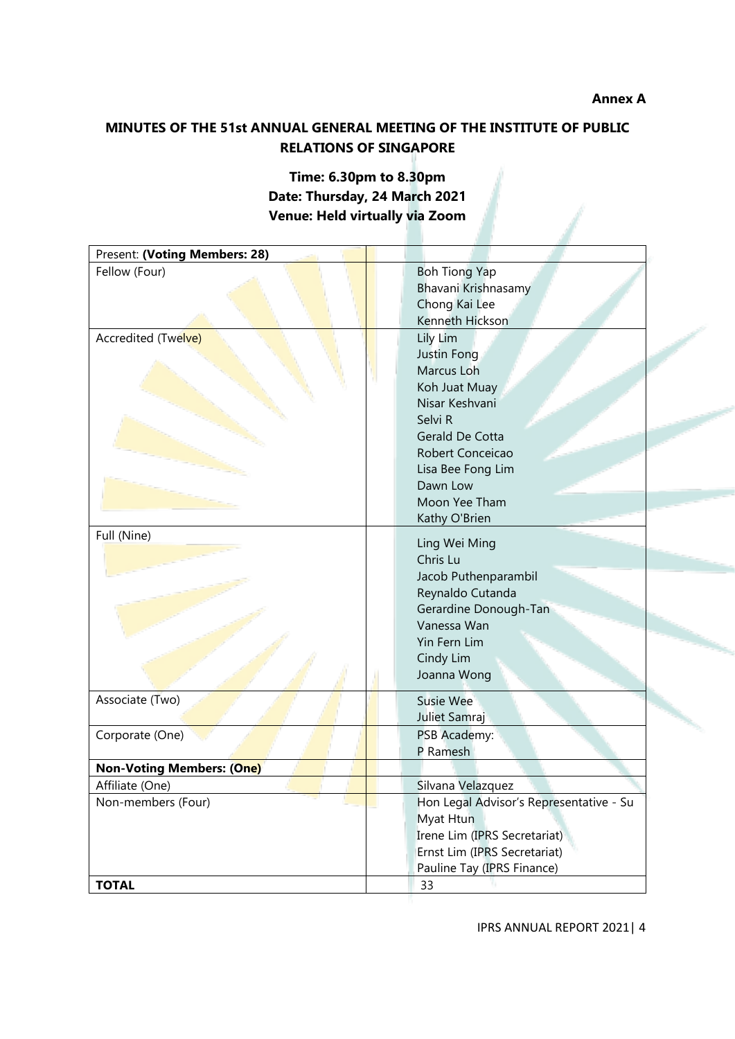**Annex A**

## MINUTES OF THE 51st ANNUAL GENERAL MEETING OF THE INSTITUTE OF PUBLIC RELATIONS OF SINGAPORE

**Time: 6.30pm to 8.30pm**
**Date: Thursday, 24 March 2021**
**Venue: Held virtually via Zoom**

| Present: **(Voting Members: 28)** | |
|---|---|
| Fellow (Four) | Boh Tiong Yap<br>Bhavani Krishnasamy<br>Chong Kai Lee<br>Kenneth Hickson |
| Accredited (Twelve) | Lily Lim<br>Justin Fong<br>Marcus Loh<br>Koh Juat Muay<br>Nisar Keshvani<br>Selvi R<br>Gerald De Cotta<br>Robert Conceicao<br>Lisa Bee Fong Lim<br>Dawn Low<br>Moon Yee Tham<br>Kathy O'Brien |
| Full (Nine) | Ling Wei Ming<br>Chris Lu<br>Jacob Puthenparambil<br>Reynaldo Cutanda<br>Gerardine Donough-Tan<br>Vanessa Wan<br>Yin Fern Lim<br>Cindy Lim<br>Joanna Wong |
| Associate (Two) | Susie Wee<br>Juliet Samraj |
| Corporate (One) | PSB Academy:<br>P Ramesh |
| **Non-Voting Members: (One)** | |
| Affiliate (One) | Silvana Velazquez |
| Non-members (Four) | Hon Legal Advisor's Representative - Su Myat Htun<br>Irene Lim (IPRS Secretariat)<br>Ernst Lim (IPRS Secretariat)<br>Pauline Tay (IPRS Finance) |
| **TOTAL** | 33 |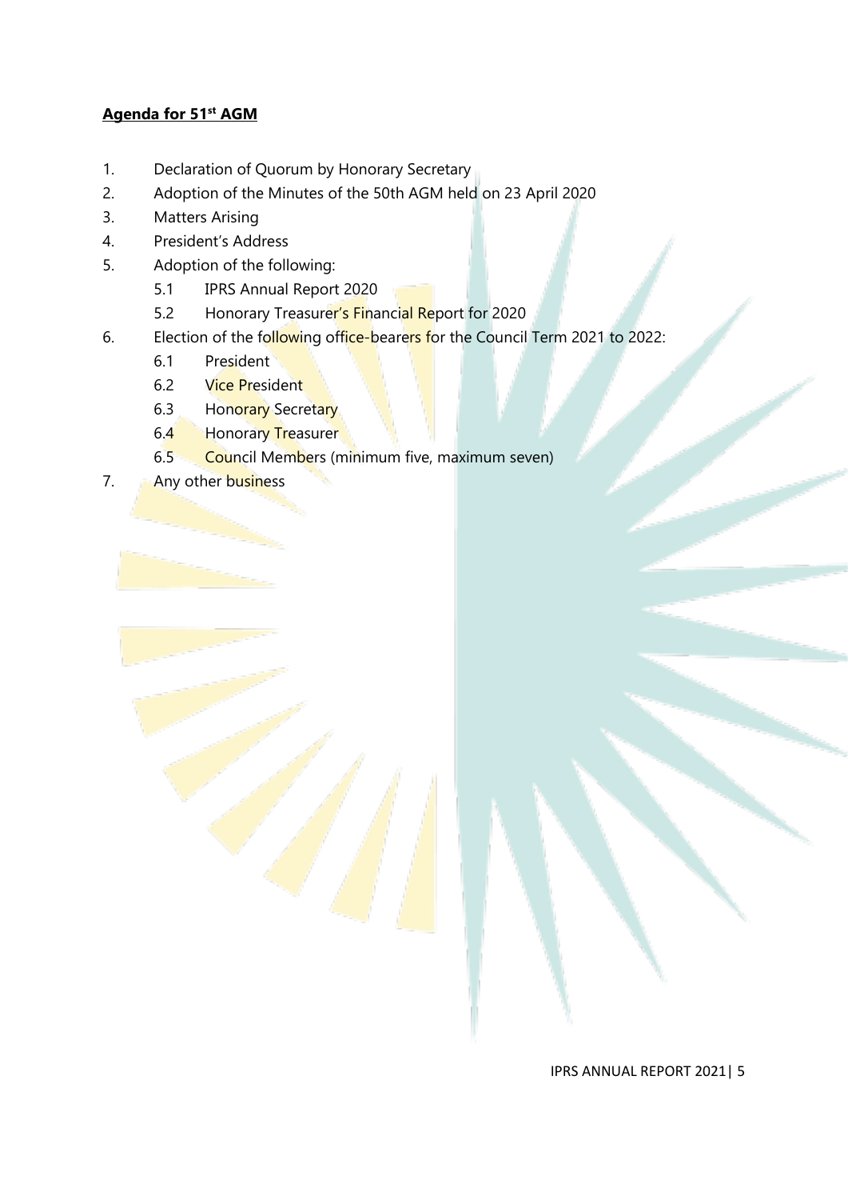## Agenda for 51st AGM

1. Declaration of Quorum by Honorary Secretary
2. Adoption of the Minutes of the 50th AGM held on 23 April 2020
3. Matters Arising
4. President's Address
5. Adoption of the following:
    - 5.1 IPRS Annual Report 2020
    - 5.2 Honorary Treasurer's Financial Report for 2020
6. Election of the following office-bearers for the Council Term 2021 to 2022:
    - 6.1 President
    - 6.2 Vice President
    - 6.3 Honorary Secretary
    - 6.4 Honorary Treasurer
    - 6.5 Council Members (minimum five, maximum seven)
7. Any other business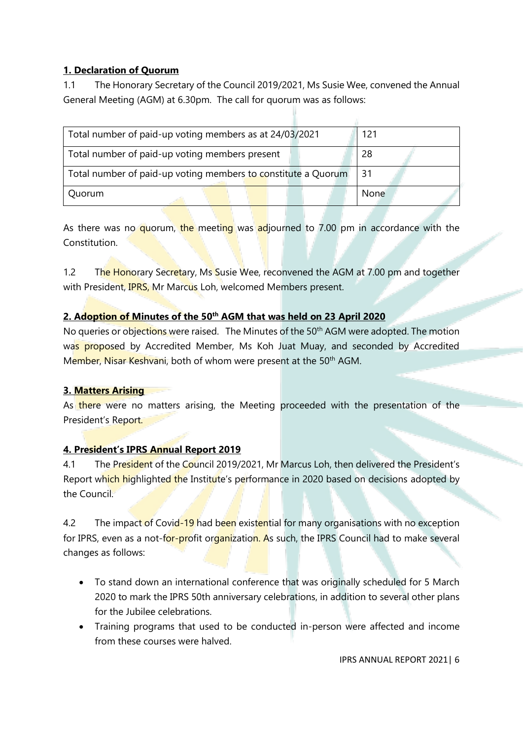**1. Declaration of Quorum**

1.1 The Honorary Secretary of the Council 2019/2021, Ms Susie Wee, convened the Annual General Meeting (AGM) at 6.30pm. The call for quorum was as follows:

| Total number of paid-up voting members as at 24/03/2021 | 121 |
|---|---|
| Total number of paid-up voting members present | 28 |
| Total number of paid-up voting members to constitute a Quorum | 31 |
| Quorum | None |

As there was no quorum, the meeting was adjourned to 7.00 pm in accordance with the Constitution.

1.2 The Honorary Secretary, Ms Susie Wee, reconvened the AGM at 7.00 pm and together with President, IPRS, Mr Marcus Loh, welcomed Members present.

**2. Adoption of Minutes of the 50th AGM that was held on 23 April 2020**

No queries or objections were raised. The Minutes of the 50th AGM were adopted. The motion was proposed by Accredited Member, Ms Koh Juat Muay, and seconded by Accredited Member, Nisar Keshvani, both of whom were present at the 50th AGM.

**3. Matters Arising**

As there were no matters arising, the Meeting proceeded with the presentation of the President's Report.

**4. President's IPRS Annual Report 2019**

4.1 The President of the Council 2019/2021, Mr Marcus Loh, then delivered the President's Report which highlighted the Institute's performance in 2020 based on decisions adopted by the Council.

4.2 The impact of Covid-19 had been existential for many organisations with no exception for IPRS, even as a not-for-profit organization. As such, the IPRS Council had to make several changes as follows:

- To stand down an international conference that was originally scheduled for 5 March 2020 to mark the IPRS 50th anniversary celebrations, in addition to several other plans for the Jubilee celebrations.
- Training programs that used to be conducted in-person were affected and income from these courses were halved.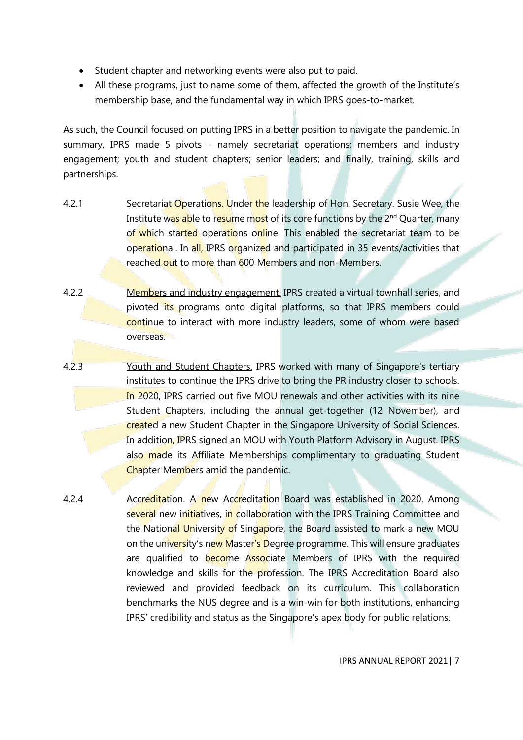- Student chapter and networking events were also put to paid.
- All these programs, just to name some of them, affected the growth of the Institute's membership base, and the fundamental way in which IPRS goes-to-market.

As such, the Council focused on putting IPRS in a better position to navigate the pandemic. In summary, IPRS made 5 pivots - namely secretariat operations; members and industry engagement; youth and student chapters; senior leaders; and finally, training, skills and partnerships.

4.2.1 Secretariat Operations. Under the leadership of Hon. Secretary. Susie Wee, the Institute was able to resume most of its core functions by the 2nd Quarter, many of which started operations online. This enabled the secretariat team to be operational. In all, IPRS organized and participated in 35 events/activities that reached out to more than 600 Members and non-Members.

4.2.2 Members and industry engagement. IPRS created a virtual townhall series, and pivoted its programs onto digital platforms, so that IPRS members could continue to interact with more industry leaders, some of whom were based overseas.

4.2.3 Youth and Student Chapters. IPRS worked with many of Singapore's tertiary institutes to continue the IPRS drive to bring the PR industry closer to schools. In 2020, IPRS carried out five MOU renewals and other activities with its nine Student Chapters, including the annual get-together (12 November), and created a new Student Chapter in the Singapore University of Social Sciences. In addition, IPRS signed an MOU with Youth Platform Advisory in August. IPRS also made its Affiliate Memberships complimentary to graduating Student Chapter Members amid the pandemic.

4.2.4 Accreditation. A new Accreditation Board was established in 2020. Among several new initiatives, in collaboration with the IPRS Training Committee and the National University of Singapore, the Board assisted to mark a new MOU on the university's new Master's Degree programme. This will ensure graduates are qualified to become Associate Members of IPRS with the required knowledge and skills for the profession. The IPRS Accreditation Board also reviewed and provided feedback on its curriculum. This collaboration benchmarks the NUS degree and is a win-win for both institutions, enhancing IPRS' credibility and status as the Singapore's apex body for public relations.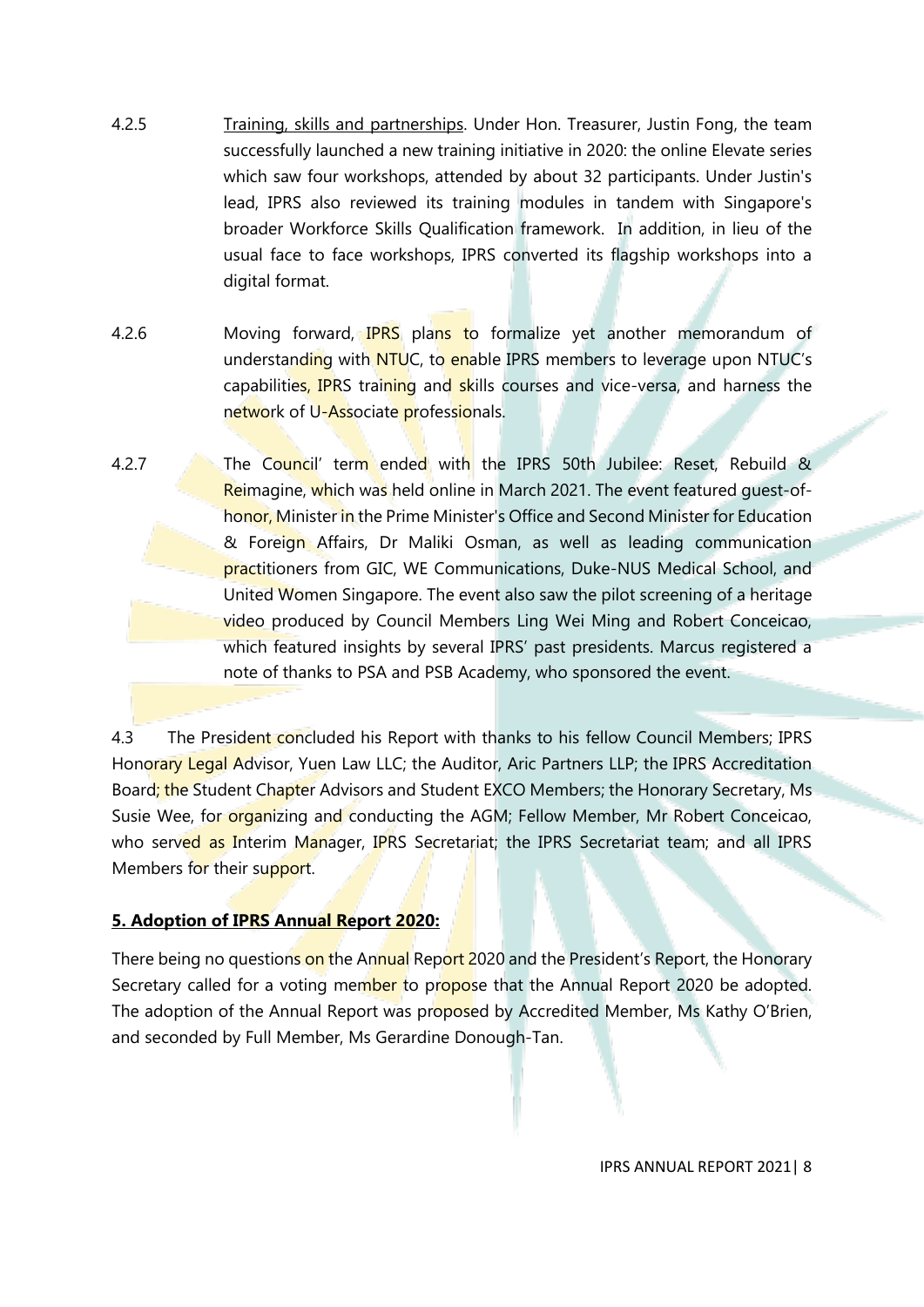4.2.5 Training, skills and partnerships. Under Hon. Treasurer, Justin Fong, the team successfully launched a new training initiative in 2020: the online Elevate series which saw four workshops, attended by about 32 participants. Under Justin's lead, IPRS also reviewed its training modules in tandem with Singapore's broader Workforce Skills Qualification framework. In addition, in lieu of the usual face to face workshops, IPRS converted its flagship workshops into a digital format.

4.2.6 Moving forward, IPRS plans to formalize yet another memorandum of understanding with NTUC, to enable IPRS members to leverage upon NTUC's capabilities, IPRS training and skills courses and vice-versa, and harness the network of U-Associate professionals.

4.2.7 The Council' term ended with the IPRS 50th Jubilee: Reset, Rebuild & Reimagine, which was held online in March 2021. The event featured guest-of-honor, Minister in the Prime Minister's Office and Second Minister for Education & Foreign Affairs, Dr Maliki Osman, as well as leading communication practitioners from GIC, WE Communications, Duke-NUS Medical School, and United Women Singapore. The event also saw the pilot screening of a heritage video produced by Council Members Ling Wei Ming and Robert Conceicao, which featured insights by several IPRS' past presidents. Marcus registered a note of thanks to PSA and PSB Academy, who sponsored the event.

4.3 The President concluded his Report with thanks to his fellow Council Members; IPRS Honorary Legal Advisor, Yuen Law LLC; the Auditor, Aric Partners LLP; the IPRS Accreditation Board; the Student Chapter Advisors and Student EXCO Members; the Honorary Secretary, Ms Susie Wee, for organizing and conducting the AGM; Fellow Member, Mr Robert Conceicao, who served as Interim Manager, IPRS Secretariat; the IPRS Secretariat team; and all IPRS Members for their support.

**5. Adoption of IPRS Annual Report 2020:**

There being no questions on the Annual Report 2020 and the President's Report, the Honorary Secretary called for a voting member to propose that the Annual Report 2020 be adopted. The adoption of the Annual Report was proposed by Accredited Member, Ms Kathy O'Brien, and seconded by Full Member, Ms Gerardine Donough-Tan.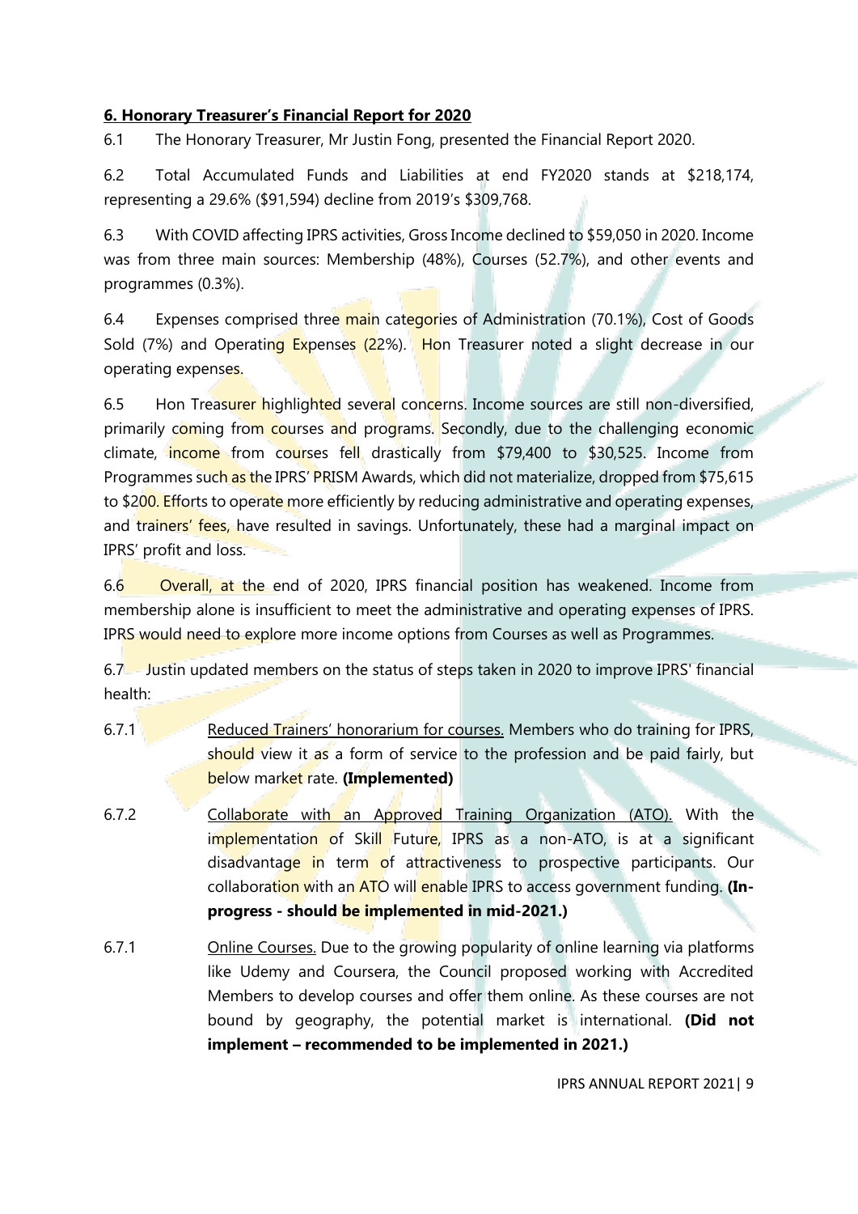**6. Honorary Treasurer's Financial Report for 2020**

6.1 The Honorary Treasurer, Mr Justin Fong, presented the Financial Report 2020.

6.2 Total Accumulated Funds and Liabilities at end FY2020 stands at $218,174, representing a 29.6% ($91,594) decline from 2019's $309,768.

6.3 With COVID affecting IPRS activities, Gross Income declined to $59,050 in 2020. Income was from three main sources: Membership (48%), Courses (52.7%), and other events and programmes (0.3%).

6.4 Expenses comprised three main categories of Administration (70.1%), Cost of Goods Sold (7%) and Operating Expenses (22%). Hon Treasurer noted a slight decrease in our operating expenses.

6.5 Hon Treasurer highlighted several concerns. Income sources are still non-diversified, primarily coming from courses and programs. Secondly, due to the challenging economic climate, income from courses fell drastically from $79,400 to $30,525. Income from Programmes such as the IPRS' PRISM Awards, which did not materialize, dropped from $75,615 to $200. Efforts to operate more efficiently by reducing administrative and operating expenses, and trainers' fees, have resulted in savings. Unfortunately, these had a marginal impact on IPRS' profit and loss.

6.6 Overall, at the end of 2020, IPRS financial position has weakened. Income from membership alone is insufficient to meet the administrative and operating expenses of IPRS. IPRS would need to explore more income options from Courses as well as Programmes.

6.7 Justin updated members on the status of steps taken in 2020 to improve IPRS' financial health:

6.7.1 Reduced Trainers' honorarium for courses. Members who do training for IPRS, should view it as a form of service to the profession and be paid fairly, but below market rate. **(Implemented)**

6.7.2 Collaborate with an Approved Training Organization (ATO). With the implementation of Skill Future, IPRS as a non-ATO, is at a significant disadvantage in term of attractiveness to prospective participants. Our collaboration with an ATO will enable IPRS to access government funding. **(In-progress - should be implemented in mid-2021.)**

6.7.1 Online Courses. Due to the growing popularity of online learning via platforms like Udemy and Coursera, the Council proposed working with Accredited Members to develop courses and offer them online. As these courses are not bound by geography, the potential market is international. **(Did not implement – recommended to be implemented in 2021.)**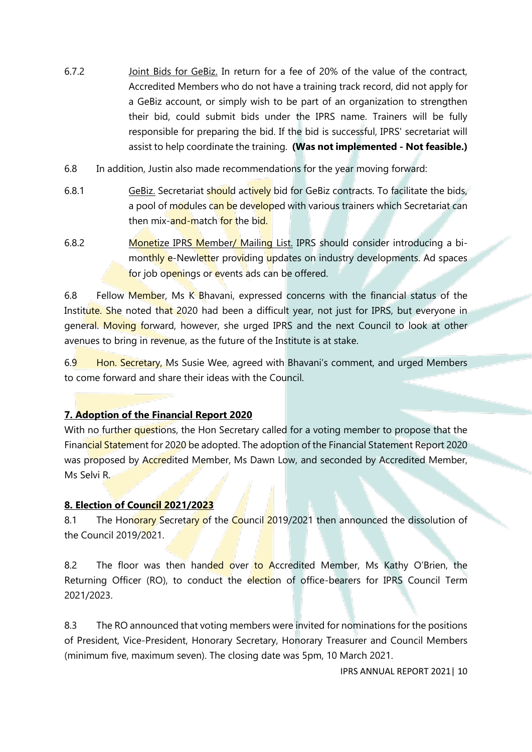6.7.2 Joint Bids for GeBiz. In return for a fee of 20% of the value of the contract, Accredited Members who do not have a training track record, did not apply for a GeBiz account, or simply wish to be part of an organization to strengthen their bid, could submit bids under the IPRS name. Trainers will be fully responsible for preparing the bid. If the bid is successful, IPRS' secretariat will assist to help coordinate the training. **(Was not implemented - Not feasible.)**

6.8 In addition, Justin also made recommendations for the year moving forward:

6.8.1 GeBiz. Secretariat should actively bid for GeBiz contracts. To facilitate the bids, a pool of modules can be developed with various trainers which Secretariat can then mix-and-match for the bid.

6.8.2 Monetize IPRS Member/ Mailing List. IPRS should consider introducing a bi-monthly e-Newletter providing updates on industry developments. Ad spaces for job openings or events ads can be offered.

6.8 Fellow Member, Ms K Bhavani, expressed concerns with the financial status of the Institute. She noted that 2020 had been a difficult year, not just for IPRS, but everyone in general. Moving forward, however, she urged IPRS and the next Council to look at other avenues to bring in revenue, as the future of the Institute is at stake.

6.9 Hon. Secretary, Ms Susie Wee, agreed with Bhavani's comment, and urged Members to come forward and share their ideas with the Council.

**7. Adoption of the Financial Report 2020**

With no further questions, the Hon Secretary called for a voting member to propose that the Financial Statement for 2020 be adopted. The adoption of the Financial Statement Report 2020 was proposed by Accredited Member, Ms Dawn Low, and seconded by Accredited Member, Ms Selvi R.

**8. Election of Council 2021/2023**

8.1 The Honorary Secretary of the Council 2019/2021 then announced the dissolution of the Council 2019/2021.

8.2 The floor was then handed over to Accredited Member, Ms Kathy O'Brien, the Returning Officer (RO), to conduct the election of office-bearers for IPRS Council Term 2021/2023.

8.3 The RO announced that voting members were invited for nominations for the positions of President, Vice-President, Honorary Secretary, Honorary Treasurer and Council Members (minimum five, maximum seven). The closing date was 5pm, 10 March 2021.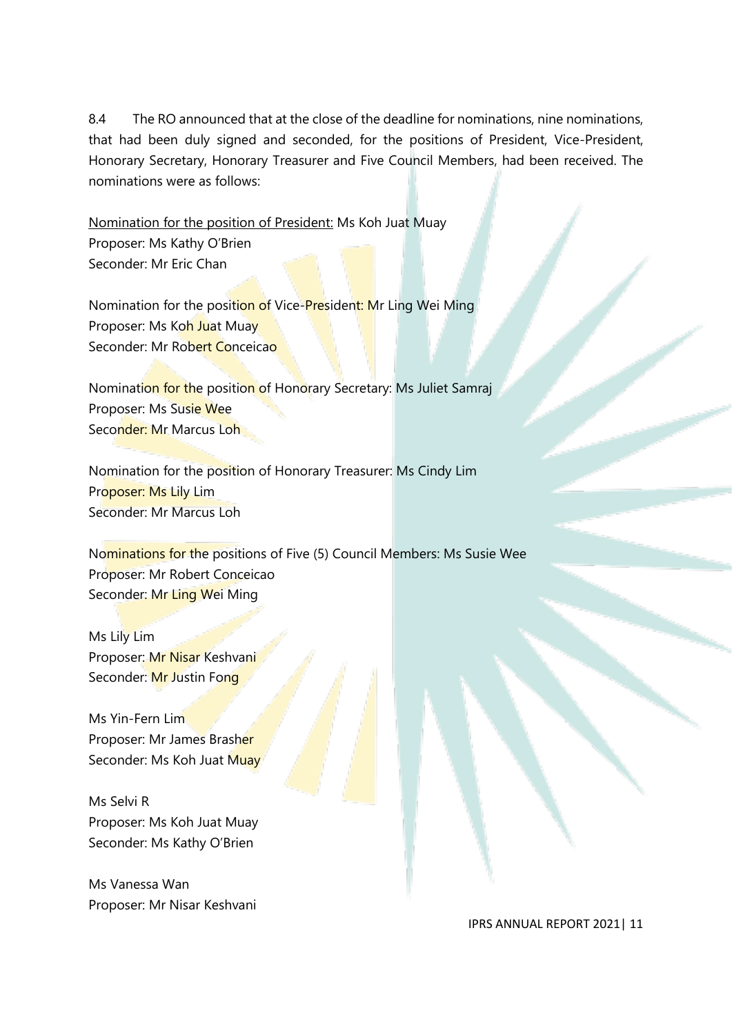8.4 The RO announced that at the close of the deadline for nominations, nine nominations, that had been duly signed and seconded, for the positions of President, Vice-President, Honorary Secretary, Honorary Treasurer and Five Council Members, had been received. The nominations were as follows:

Nomination for the position of President: Ms Koh Juat Muay
Proposer: Ms Kathy O'Brien
Seconder: Mr Eric Chan

Nomination for the position of Vice-President: Mr Ling Wei Ming
Proposer: Ms Koh Juat Muay
Seconder: Mr Robert Conceicao

Nomination for the position of Honorary Secretary: Ms Juliet Samraj
Proposer: Ms Susie Wee
Seconder: Mr Marcus Loh

Nomination for the position of Honorary Treasurer: Ms Cindy Lim
Proposer: Ms Lily Lim
Seconder: Mr Marcus Loh

Nominations for the positions of Five (5) Council Members: Ms Susie Wee
Proposer: Mr Robert Conceicao
Seconder: Mr Ling Wei Ming

Ms Lily Lim
Proposer: Mr Nisar Keshvani
Seconder: Mr Justin Fong

Ms Yin-Fern Lim
Proposer: Mr James Brasher
Seconder: Ms Koh Juat Muay

Ms Selvi R
Proposer: Ms Koh Juat Muay
Seconder: Ms Kathy O'Brien

Ms Vanessa Wan
Proposer: Mr Nisar Keshvani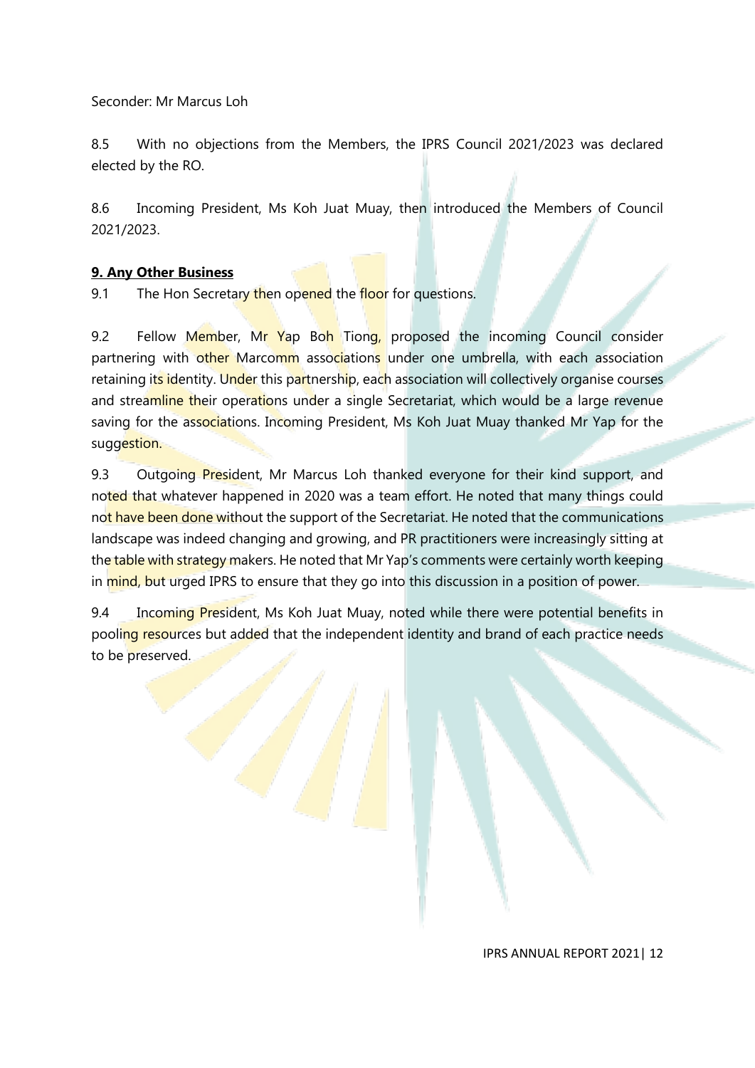Seconder: Mr Marcus Loh

8.5 With no objections from the Members, the IPRS Council 2021/2023 was declared elected by the RO.

8.6 Incoming President, Ms Koh Juat Muay, then introduced the Members of Council 2021/2023.

**9. Any Other Business**

9.1 The Hon Secretary then opened the floor for questions.

9.2 Fellow Member, Mr Yap Boh Tiong, proposed the incoming Council consider partnering with other Marcomm associations under one umbrella, with each association retaining its identity. Under this partnership, each association will collectively organise courses and streamline their operations under a single Secretariat, which would be a large revenue saving for the associations. Incoming President, Ms Koh Juat Muay thanked Mr Yap for the suggestion.

9.3 Outgoing President, Mr Marcus Loh thanked everyone for their kind support, and noted that whatever happened in 2020 was a team effort. He noted that many things could not have been done without the support of the Secretariat. He noted that the communications landscape was indeed changing and growing, and PR practitioners were increasingly sitting at the table with strategy makers. He noted that Mr Yap's comments were certainly worth keeping in mind, but urged IPRS to ensure that they go into this discussion in a position of power.

9.4 Incoming President, Ms Koh Juat Muay, noted while there were potential benefits in pooling resources but added that the independent identity and brand of each practice needs to be preserved.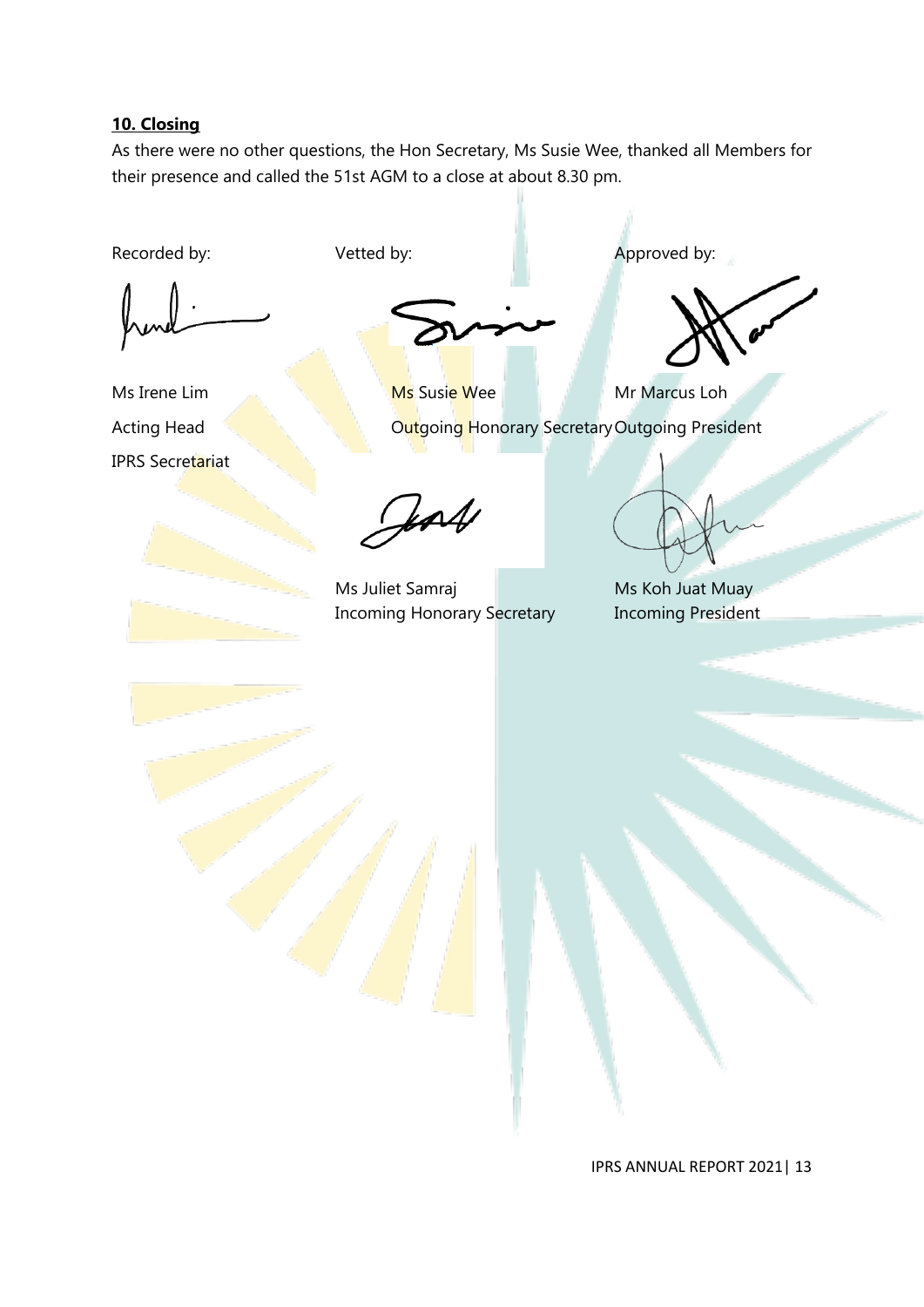**10. Closing**

As there were no other questions, the Hon Secretary, Ms Susie Wee, thanked all Members for their presence and called the 51st AGM to a close at about 8.30 pm.

| Recorded by: | Vetted by: | Approved by: |
| --- | --- | --- |
| Ms Irene Lim<br>Acting Head<br>IPRS Secretariat | Ms Susie Wee<br>Outgoing Honorary Secretary | Mr Marcus Loh<br>Outgoing President |
| | Ms Juliet Samraj<br>Incoming Honorary Secretary | Ms Koh Juat Muay<br>Incoming President |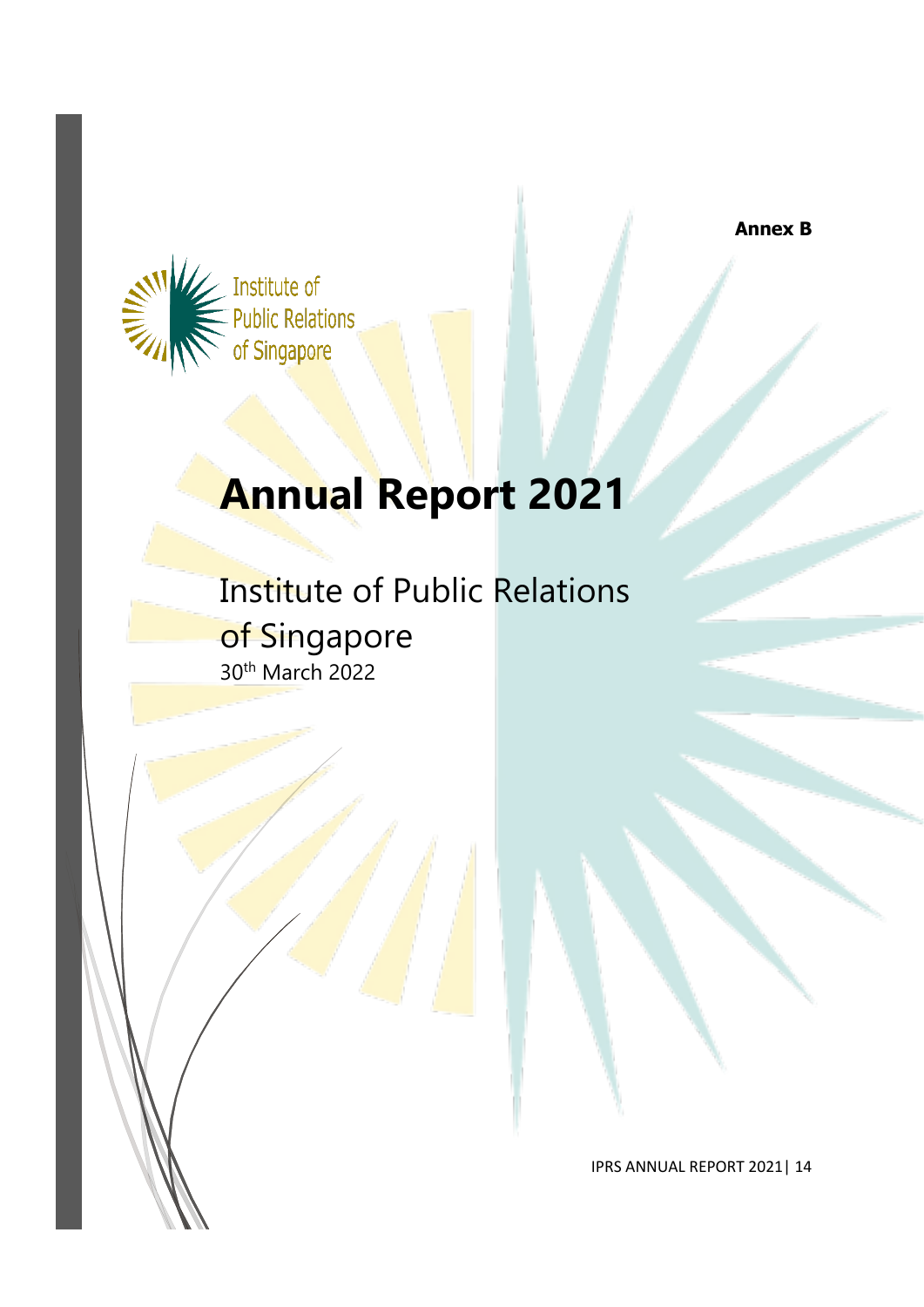**Annex B**

Institute of Public Relations of Singapore

# Annual Report 2021

## Institute of Public Relations of Singapore

30th March 2022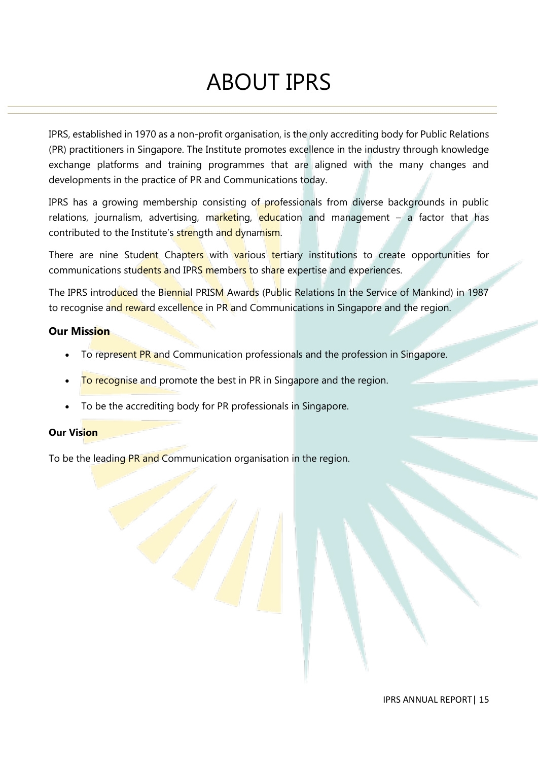# ABOUT IPRS

IPRS, established in 1970 as a non-profit organisation, is the only accrediting body for Public Relations (PR) practitioners in Singapore. The Institute promotes excellence in the industry through knowledge exchange platforms and training programmes that are aligned with the many changes and developments in the practice of PR and Communications today.

IPRS has a growing membership consisting of professionals from diverse backgrounds in public relations, journalism, advertising, marketing, education and management – a factor that has contributed to the Institute's strength and dynamism.

There are nine Student Chapters with various tertiary institutions to create opportunities for communications students and IPRS members to share expertise and experiences.

The IPRS introduced the Biennial PRISM Awards (Public Relations In the Service of Mankind) in 1987 to recognise and reward excellence in PR and Communications in Singapore and the region.

### Our Mission

- To represent PR and Communication professionals and the profession in Singapore.
- To recognise and promote the best in PR in Singapore and the region.
- To be the accrediting body for PR professionals in Singapore.

### Our Vision

To be the leading PR and Communication organisation in the region.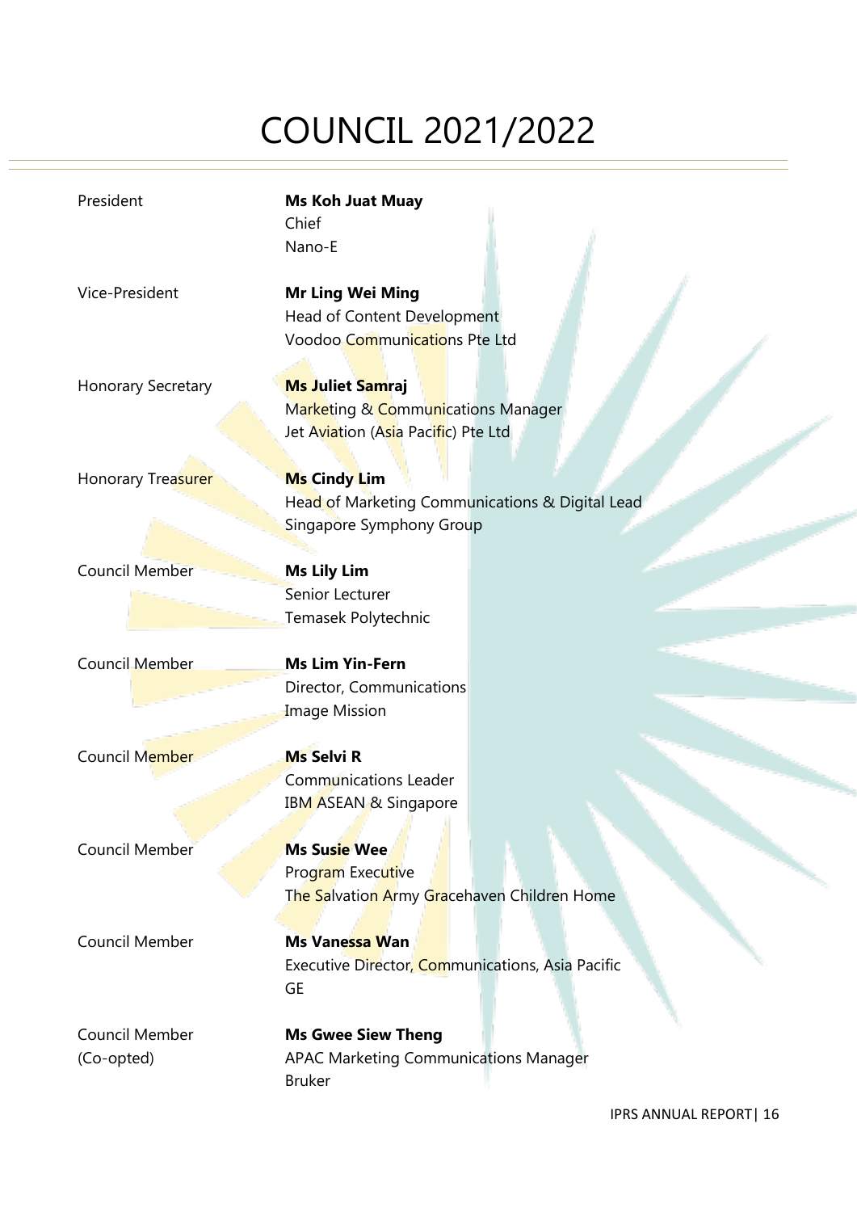# COUNCIL 2021/2022

| Role | Member |
|---|---|
| President | **Ms Koh Juat Muay**<br>Chief<br>Nano-E |
| Vice-President | **Mr Ling Wei Ming**<br>Head of Content Development<br>Voodoo Communications Pte Ltd |
| Honorary Secretary | **Ms Juliet Samraj**<br>Marketing & Communications Manager<br>Jet Aviation (Asia Pacific) Pte Ltd |
| Honorary Treasurer | **Ms Cindy Lim**<br>Head of Marketing Communications & Digital Lead<br>Singapore Symphony Group |
| Council Member | **Ms Lily Lim**<br>Senior Lecturer<br>Temasek Polytechnic |
| Council Member | **Ms Lim Yin-Fern**<br>Director, Communications<br>Image Mission |
| Council Member | **Ms Selvi R**<br>Communications Leader<br>IBM ASEAN & Singapore |
| Council Member | **Ms Susie Wee**<br>Program Executive<br>The Salvation Army Gracehaven Children Home |
| Council Member | **Ms Vanessa Wan**<br>Executive Director, Communications, Asia Pacific<br>GE |
| Council Member (Co-opted) | **Ms Gwee Siew Theng**<br>APAC Marketing Communications Manager<br>Bruker |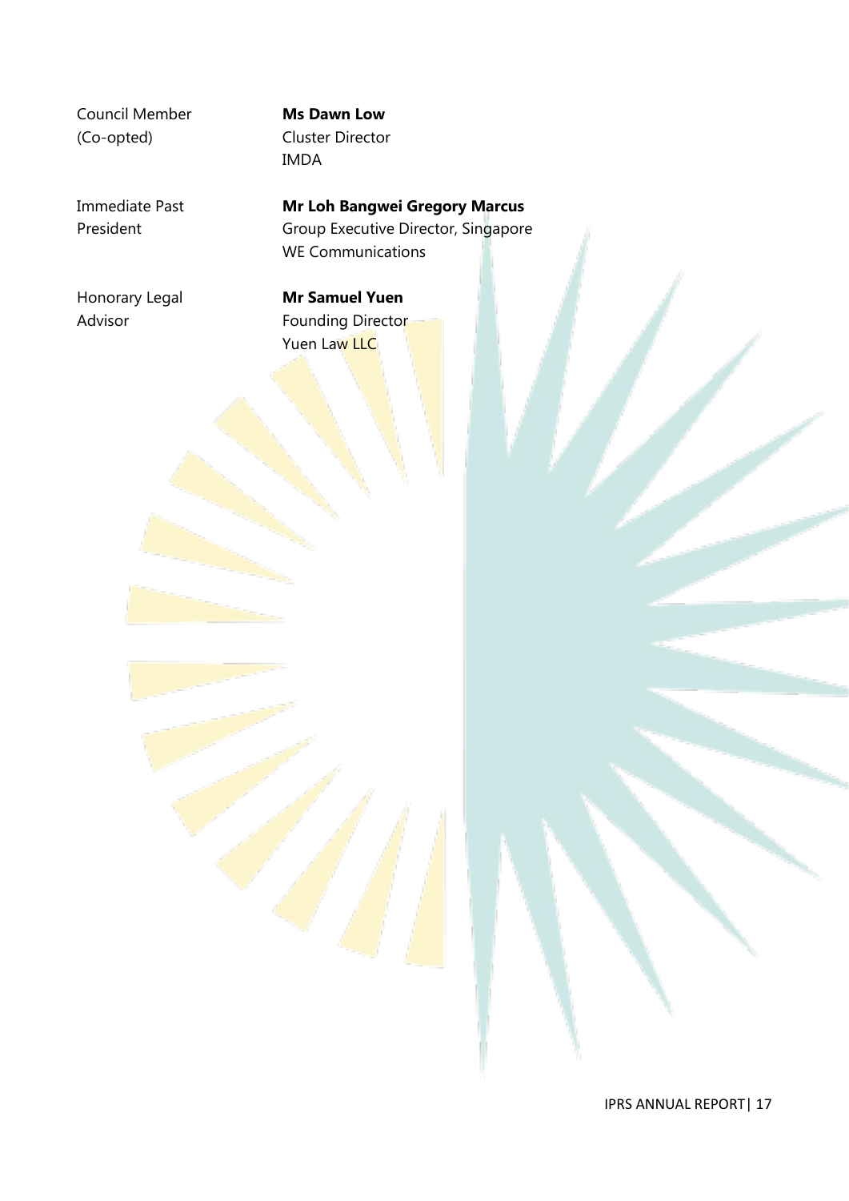| | |
|---|---|
| Council Member (Co-opted) | **Ms Dawn Low**<br>Cluster Director<br>IMDA |
| Immediate Past President | **Mr Loh Bangwei Gregory Marcus**<br>Group Executive Director, Singapore<br>WE Communications |
| Honorary Legal Advisor | **Mr Samuel Yuen**<br>Founding Director<br>Yuen Law LLC |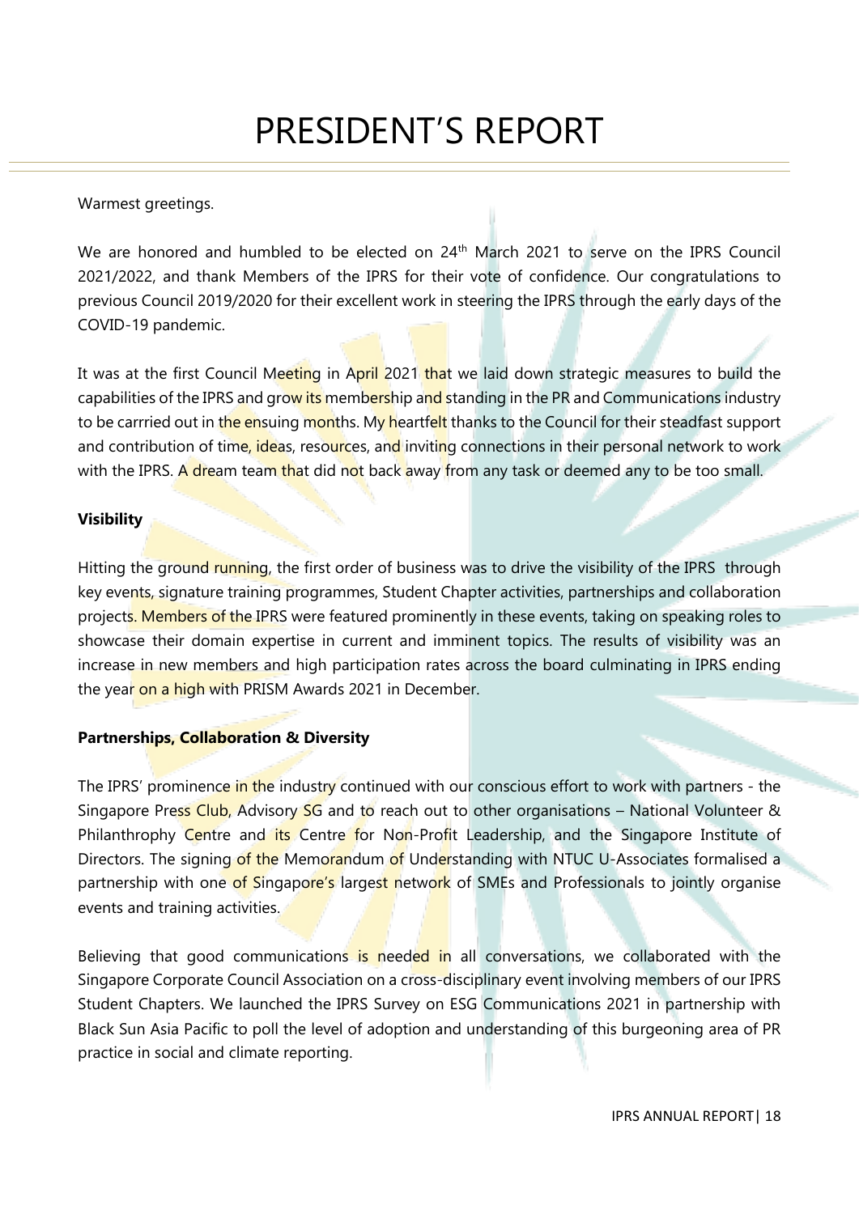# PRESIDENT'S REPORT

Warmest greetings.

We are honored and humbled to be elected on 24th March 2021 to serve on the IPRS Council 2021/2022, and thank Members of the IPRS for their vote of confidence. Our congratulations to previous Council 2019/2020 for their excellent work in steering the IPRS through the early days of the COVID-19 pandemic.

It was at the first Council Meeting in April 2021 that we laid down strategic measures to build the capabilities of the IPRS and grow its membership and standing in the PR and Communications industry to be carrried out in the ensuing months. My heartfelt thanks to the Council for their steadfast support and contribution of time, ideas, resources, and inviting connections in their personal network to work with the IPRS. A dream team that did not back away from any task or deemed any to be too small.

**Visibility**

Hitting the ground running, the first order of business was to drive the visibility of the IPRS through key events, signature training programmes, Student Chapter activities, partnerships and collaboration projects. Members of the IPRS were featured prominently in these events, taking on speaking roles to showcase their domain expertise in current and imminent topics. The results of visibility was an increase in new members and high participation rates across the board culminating in IPRS ending the year on a high with PRISM Awards 2021 in December.

**Partnerships, Collaboration & Diversity**

The IPRS' prominence in the industry continued with our conscious effort to work with partners - the Singapore Press Club, Advisory SG and to reach out to other organisations – National Volunteer & Philanthrophy Centre and its Centre for Non-Profit Leadership, and the Singapore Institute of Directors. The signing of the Memorandum of Understanding with NTUC U-Associates formalised a partnership with one of Singapore's largest network of SMEs and Professionals to jointly organise events and training activities.

Believing that good communications is needed in all conversations, we collaborated with the Singapore Corporate Council Association on a cross-disciplinary event involving members of our IPRS Student Chapters. We launched the IPRS Survey on ESG Communications 2021 in partnership with Black Sun Asia Pacific to poll the level of adoption and understanding of this burgeoning area of PR practice in social and climate reporting.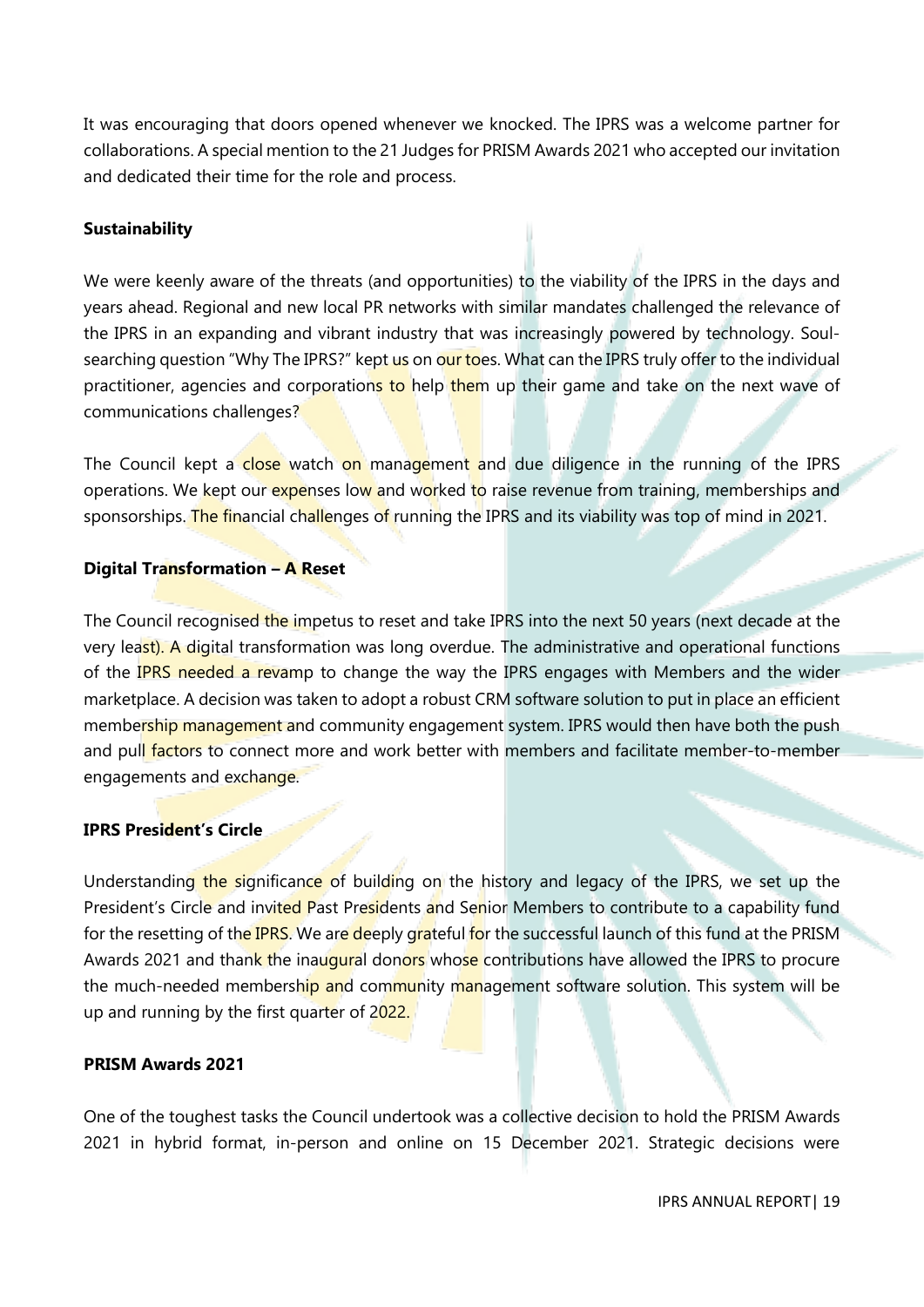It was encouraging that doors opened whenever we knocked. The IPRS was a welcome partner for collaborations. A special mention to the 21 Judges for PRISM Awards 2021 who accepted our invitation and dedicated their time for the role and process.

**Sustainability**

We were keenly aware of the threats (and opportunities) to the viability of the IPRS in the days and years ahead. Regional and new local PR networks with similar mandates challenged the relevance of the IPRS in an expanding and vibrant industry that was increasingly powered by technology. Soul-searching question "Why The IPRS?" kept us on our toes. What can the IPRS truly offer to the individual practitioner, agencies and corporations to help them up their game and take on the next wave of communications challenges?

The Council kept a close watch on management and due diligence in the running of the IPRS operations. We kept our expenses low and worked to raise revenue from training, memberships and sponsorships. The financial challenges of running the IPRS and its viability was top of mind in 2021.

**Digital Transformation – A Reset**

The Council recognised the impetus to reset and take IPRS into the next 50 years (next decade at the very least). A digital transformation was long overdue. The administrative and operational functions of the IPRS needed a revamp to change the way the IPRS engages with Members and the wider marketplace. A decision was taken to adopt a robust CRM software solution to put in place an efficient membership management and community engagement system. IPRS would then have both the push and pull factors to connect more and work better with members and facilitate member-to-member engagements and exchange.

**IPRS President's Circle**

Understanding the significance of building on the history and legacy of the IPRS, we set up the President's Circle and invited Past Presidents and Senior Members to contribute to a capability fund for the resetting of the IPRS. We are deeply grateful for the successful launch of this fund at the PRISM Awards 2021 and thank the inaugural donors whose contributions have allowed the IPRS to procure the much-needed membership and community management software solution. This system will be up and running by the first quarter of 2022.

**PRISM Awards 2021**

One of the toughest tasks the Council undertook was a collective decision to hold the PRISM Awards 2021 in hybrid format, in-person and online on 15 December 2021. Strategic decisions were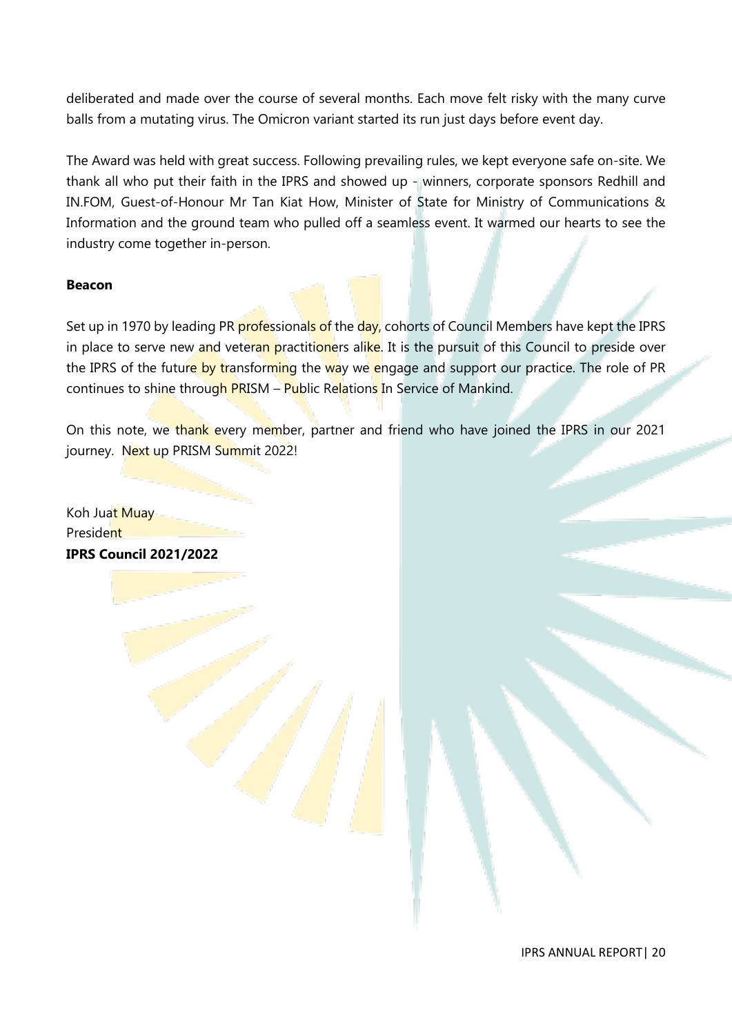deliberated and made over the course of several months. Each move felt risky with the many curve balls from a mutating virus. The Omicron variant started its run just days before event day.

The Award was held with great success. Following prevailing rules, we kept everyone safe on-site. We thank all who put their faith in the IPRS and showed up - winners, corporate sponsors Redhill and IN.FOM, Guest-of-Honour Mr Tan Kiat How, Minister of State for Ministry of Communications & Information and the ground team who pulled off a seamless event. It warmed our hearts to see the industry come together in-person.

**Beacon**

Set up in 1970 by leading PR professionals of the day, cohorts of Council Members have kept the IPRS in place to serve new and veteran practitioners alike. It is the pursuit of this Council to preside over the IPRS of the future by transforming the way we engage and support our practice. The role of PR continues to shine through PRISM – Public Relations In Service of Mankind.

On this note, we thank every member, partner and friend who have joined the IPRS in our 2021 journey. Next up PRISM Summit 2022!

Koh Juat Muay
President
**IPRS Council 2021/2022**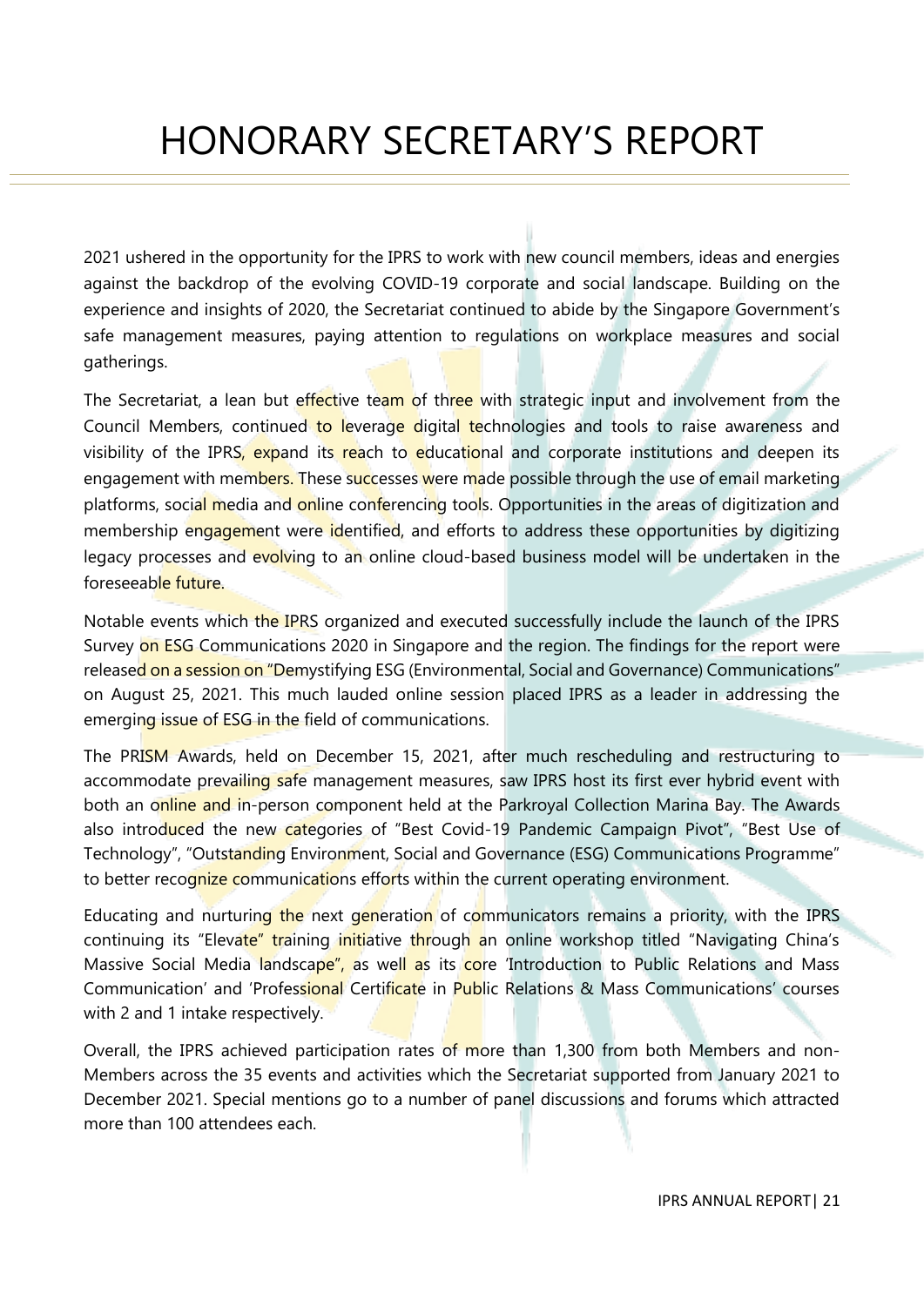# HONORARY SECRETARY'S REPORT

2021 ushered in the opportunity for the IPRS to work with new council members, ideas and energies against the backdrop of the evolving COVID-19 corporate and social landscape. Building on the experience and insights of 2020, the Secretariat continued to abide by the Singapore Government's safe management measures, paying attention to regulations on workplace measures and social gatherings.

The Secretariat, a lean but effective team of three with strategic input and involvement from the Council Members, continued to leverage digital technologies and tools to raise awareness and visibility of the IPRS, expand its reach to educational and corporate institutions and deepen its engagement with members. These successes were made possible through the use of email marketing platforms, social media and online conferencing tools. Opportunities in the areas of digitization and membership engagement were identified, and efforts to address these opportunities by digitizing legacy processes and evolving to an online cloud-based business model will be undertaken in the foreseeable future.

Notable events which the IPRS organized and executed successfully include the launch of the IPRS Survey on ESG Communications 2020 in Singapore and the region. The findings for the report were released on a session on "Demystifying ESG (Environmental, Social and Governance) Communications" on August 25, 2021. This much lauded online session placed IPRS as a leader in addressing the emerging issue of ESG in the field of communications.

The PRISM Awards, held on December 15, 2021, after much rescheduling and restructuring to accommodate prevailing safe management measures, saw IPRS host its first ever hybrid event with both an online and in-person component held at the Parkroyal Collection Marina Bay. The Awards also introduced the new categories of "Best Covid-19 Pandemic Campaign Pivot", "Best Use of Technology", "Outstanding Environment, Social and Governance (ESG) Communications Programme" to better recognize communications efforts within the current operating environment.

Educating and nurturing the next generation of communicators remains a priority, with the IPRS continuing its "Elevate" training initiative through an online workshop titled "Navigating China's Massive Social Media landscape", as well as its core 'Introduction to Public Relations and Mass Communication' and 'Professional Certificate in Public Relations & Mass Communications' courses with 2 and 1 intake respectively.

Overall, the IPRS achieved participation rates of more than 1,300 from both Members and non-Members across the 35 events and activities which the Secretariat supported from January 2021 to December 2021. Special mentions go to a number of panel discussions and forums which attracted more than 100 attendees each.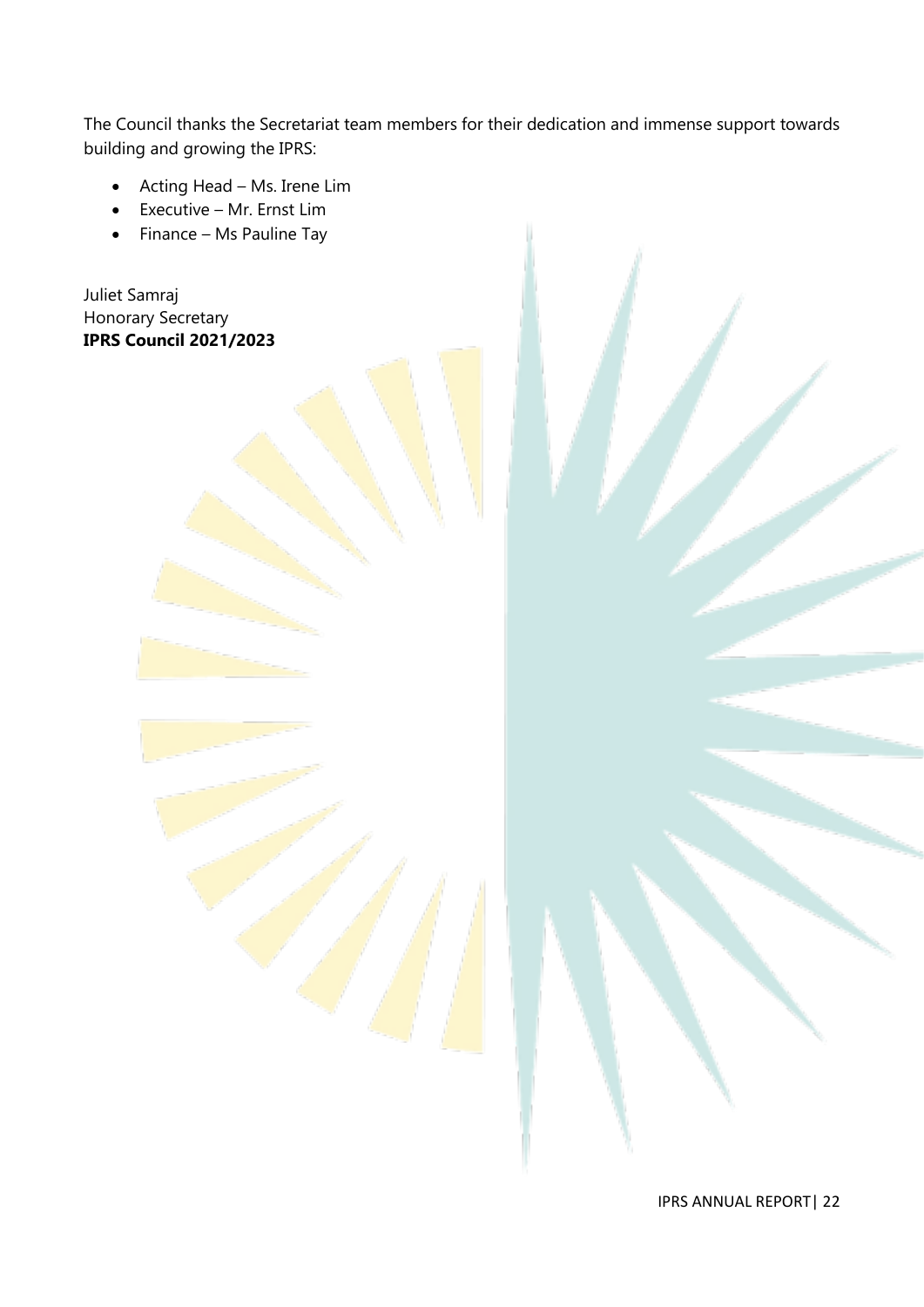The Council thanks the Secretariat team members for their dedication and immense support towards building and growing the IPRS:

- Acting Head – Ms. Irene Lim
- Executive – Mr. Ernst Lim
- Finance – Ms Pauline Tay

Juliet Samraj
Honorary Secretary
**IPRS Council 2021/2023**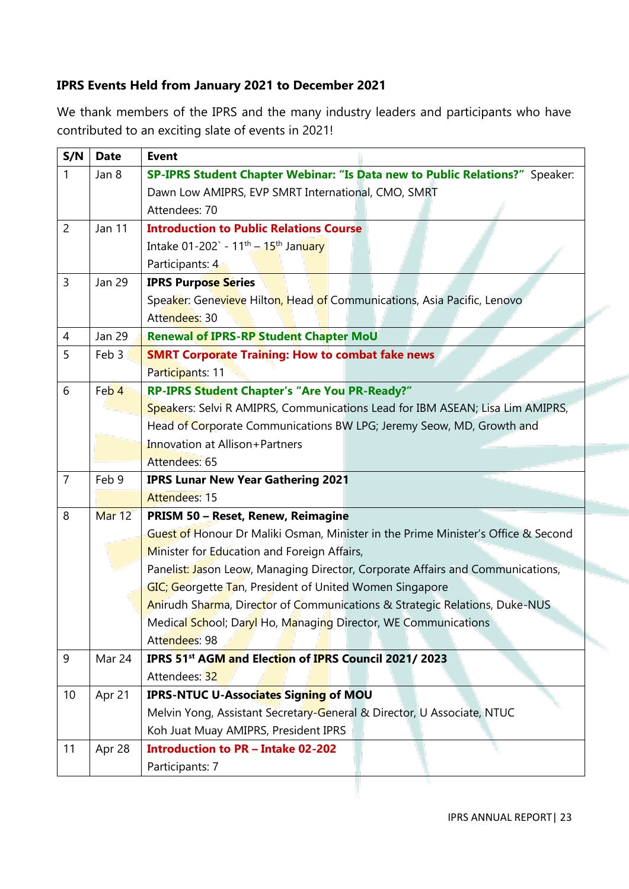**IPRS Events Held from January 2021 to December 2021**

We thank members of the IPRS and the many industry leaders and participants who have contributed to an exciting slate of events in 2021!

| S/N | Date | Event |
|---|---|---|
| 1 | Jan 8 | **SP-IPRS Student Chapter Webinar: "Is Data new to Public Relations?"** Speaker: Dawn Low AMIPRS, EVP SMRT International, CMO, SMRT<br>Attendees: 70 |
| 2 | Jan 11 | **Introduction to Public Relations Course**<br>Intake 01-202` - 11th – 15th January<br>Participants: 4 |
| 3 | Jan 29 | **IPRS Purpose Series**<br>Speaker: Genevieve Hilton, Head of Communications, Asia Pacific, Lenovo<br>Attendees: 30 |
| 4 | Jan 29 | **Renewal of IPRS-RP Student Chapter MoU** |
| 5 | Feb 3 | **SMRT Corporate Training: How to combat fake news**<br>Participants: 11 |
| 6 | Feb 4 | **RP-IPRS Student Chapter's "Are You PR-Ready?"**<br>Speakers: Selvi R AMIPRS, Communications Lead for IBM ASEAN; Lisa Lim AMIPRS, Head of Corporate Communications BW LPG; Jeremy Seow, MD, Growth and Innovation at Allison+Partners<br>Attendees: 65 |
| 7 | Feb 9 | **IPRS Lunar New Year Gathering 2021**<br>Attendees: 15 |
| 8 | Mar 12 | **PRISM 50 – Reset, Renew, Reimagine**<br>Guest of Honour Dr Maliki Osman, Minister in the Prime Minister's Office & Second Minister for Education and Foreign Affairs,<br>Panelist: Jason Leow, Managing Director, Corporate Affairs and Communications, GIC; Georgette Tan, President of United Women Singapore<br>Anirudh Sharma, Director of Communications & Strategic Relations, Duke-NUS Medical School; Daryl Ho, Managing Director, WE Communications<br>Attendees: 98 |
| 9 | Mar 24 | **IPRS 51st AGM and Election of IPRS Council 2021/ 2023**<br>Attendees: 32 |
| 10 | Apr 21 | **IPRS-NTUC U-Associates Signing of MOU**<br>Melvin Yong, Assistant Secretary-General & Director, U Associate, NTUC<br>Koh Juat Muay AMIPRS, President IPRS |
| 11 | Apr 28 | **Introduction to PR – Intake 02-202**<br>Participants: 7 |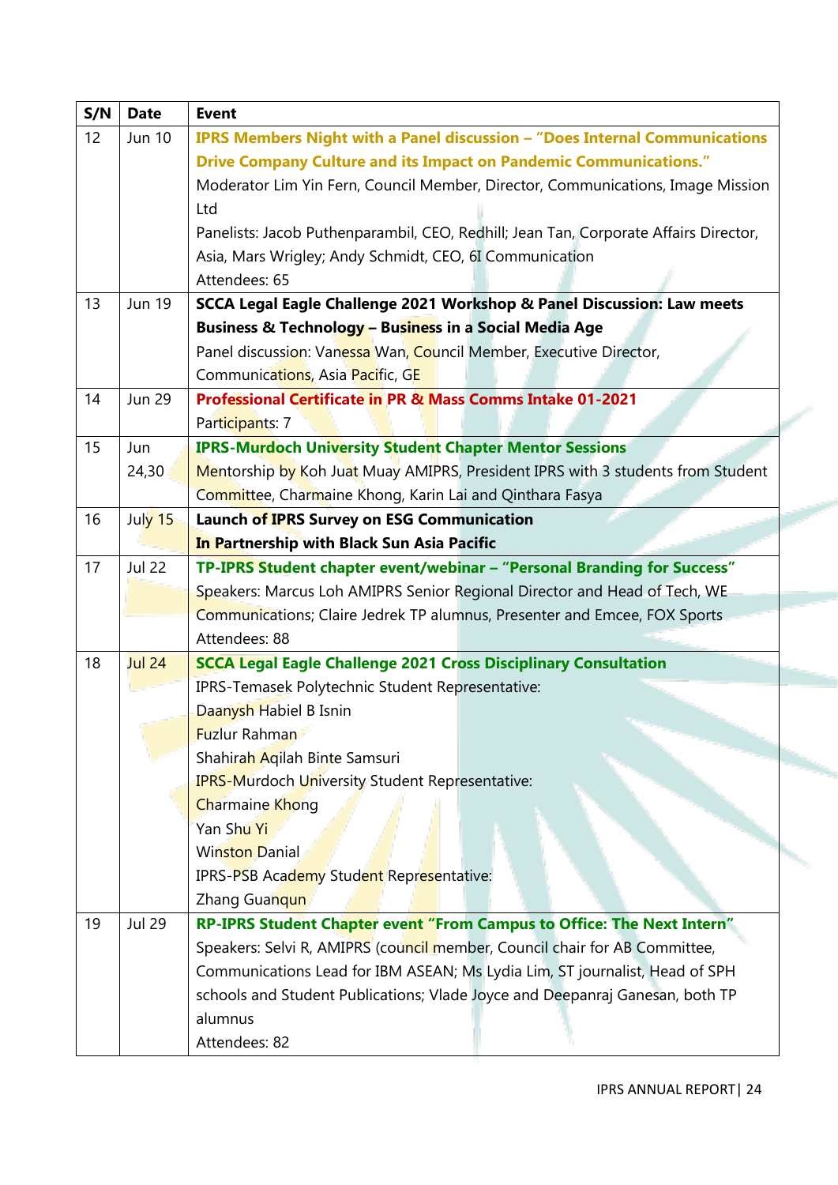| S/N | Date | Event |
|---|---|---|
| 12 | Jun 10 | **IPRS Members Night with a Panel discussion – "Does Internal Communications Drive Company Culture and its Impact on Pandemic Communications."**<br>Moderator Lim Yin Fern, Council Member, Director, Communications, Image Mission Ltd<br>Panelists: Jacob Puthenparambil, CEO, Redhill; Jean Tan, Corporate Affairs Director, Asia, Mars Wrigley; Andy Schmidt, CEO, 6I Communication<br>Attendees: 65 |
| 13 | Jun 19 | **SCCA Legal Eagle Challenge 2021 Workshop & Panel Discussion: Law meets Business & Technology – Business in a Social Media Age**<br>Panel discussion: Vanessa Wan, Council Member, Executive Director, Communications, Asia Pacific, GE |
| 14 | Jun 29 | **Professional Certificate in PR & Mass Comms Intake 01-2021**<br>Participants: 7 |
| 15 | Jun 24,30 | **IPRS-Murdoch University Student Chapter Mentor Sessions**<br>Mentorship by Koh Juat Muay AMIPRS, President IPRS with 3 students from Student Committee, Charmaine Khong, Karin Lai and Qinthara Fasya |
| 16 | July 15 | **Launch of IPRS Survey on ESG Communication**<br>**In Partnership with Black Sun Asia Pacific** |
| 17 | Jul 22 | **TP-IPRS Student chapter event/webinar – "Personal Branding for Success"**<br>Speakers: Marcus Loh AMIPRS Senior Regional Director and Head of Tech, WE Communications; Claire Jedrek TP alumnus, Presenter and Emcee, FOX Sports<br>Attendees: 88 |
| 18 | Jul 24 | **SCCA Legal Eagle Challenge 2021 Cross Disciplinary Consultation**<br>IPRS-Temasek Polytechnic Student Representative:<br>Daanysh Habiel B Isnin<br>Fuzlur Rahman<br>Shahirah Aqilah Binte Samsuri<br>IPRS-Murdoch University Student Representative:<br>Charmaine Khong<br>Yan Shu Yi<br>Winston Danial<br>IPRS-PSB Academy Student Representative:<br>Zhang Guanqun |
| 19 | Jul 29 | **RP-IPRS Student Chapter event "From Campus to Office: The Next Intern"**<br>Speakers: Selvi R, AMIPRS (council member, Council chair for AB Committee, Communications Lead for IBM ASEAN; Ms Lydia Lim, ST journalist, Head of SPH schools and Student Publications; Vlade Joyce and Deepanraj Ganesan, both TP alumnus<br>Attendees: 82 |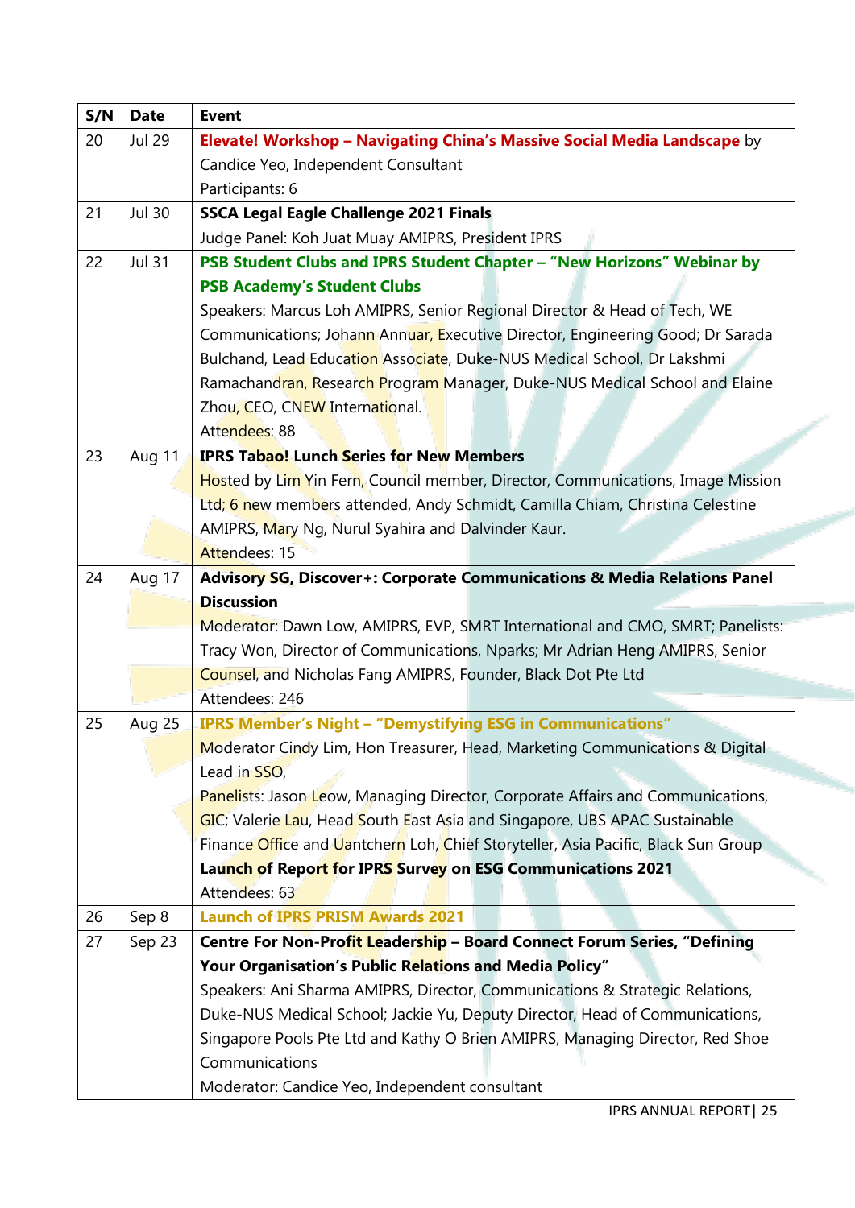| S/N | Date | Event |
|---|---|---|
| 20 | Jul 29 | **Elevate! Workshop – Navigating China's Massive Social Media Landscape** by Candice Yeo, Independent Consultant<br>Participants: 6 |
| 21 | Jul 30 | **SSCA Legal Eagle Challenge 2021 Finals**<br>Judge Panel: Koh Juat Muay AMIPRS, President IPRS |
| 22 | Jul 31 | **PSB Student Clubs and IPRS Student Chapter – "New Horizons" Webinar by PSB Academy's Student Clubs**<br>Speakers: Marcus Loh AMIPRS, Senior Regional Director & Head of Tech, WE Communications; Johann Annuar, Executive Director, Engineering Good; Dr Sarada Bulchand, Lead Education Associate, Duke-NUS Medical School, Dr Lakshmi Ramachandran, Research Program Manager, Duke-NUS Medical School and Elaine Zhou, CEO, CNEW International.<br>Attendees: 88 |
| 23 | Aug 11 | **IPRS Tabao! Lunch Series for New Members**<br>Hosted by Lim Yin Fern, Council member, Director, Communications, Image Mission Ltd; 6 new members attended, Andy Schmidt, Camilla Chiam, Christina Celestine AMIPRS, Mary Ng, Nurul Syahira and Dalvinder Kaur.<br>Attendees: 15 |
| 24 | Aug 17 | **Advisory SG, Discover+: Corporate Communications & Media Relations Panel Discussion**<br>Moderator: Dawn Low, AMIPRS, EVP, SMRT International and CMO, SMRT; Panelists: Tracy Won, Director of Communications, Nparks; Mr Adrian Heng AMIPRS, Senior Counsel, and Nicholas Fang AMIPRS, Founder, Black Dot Pte Ltd<br>Attendees: 246 |
| 25 | Aug 25 | **IPRS Member's Night – "Demystifying ESG in Communications"**<br>Moderator Cindy Lim, Hon Treasurer, Head, Marketing Communications & Digital Lead in SSO,<br>Panelists: Jason Leow, Managing Director, Corporate Affairs and Communications, GIC; Valerie Lau, Head South East Asia and Singapore, UBS APAC Sustainable Finance Office and Uantchern Loh, Chief Storyteller, Asia Pacific, Black Sun Group<br>**Launch of Report for IPRS Survey on ESG Communications 2021**<br>Attendees: 63 |
| 26 | Sep 8 | **Launch of IPRS PRISM Awards 2021** |
| 27 | Sep 23 | **Centre For Non-Profit Leadership – Board Connect Forum Series, "Defining Your Organisation's Public Relations and Media Policy"**<br>Speakers: Ani Sharma AMIPRS, Director, Communications & Strategic Relations, Duke-NUS Medical School; Jackie Yu, Deputy Director, Head of Communications, Singapore Pools Pte Ltd and Kathy O Brien AMIPRS, Managing Director, Red Shoe Communications<br>Moderator: Candice Yeo, Independent consultant |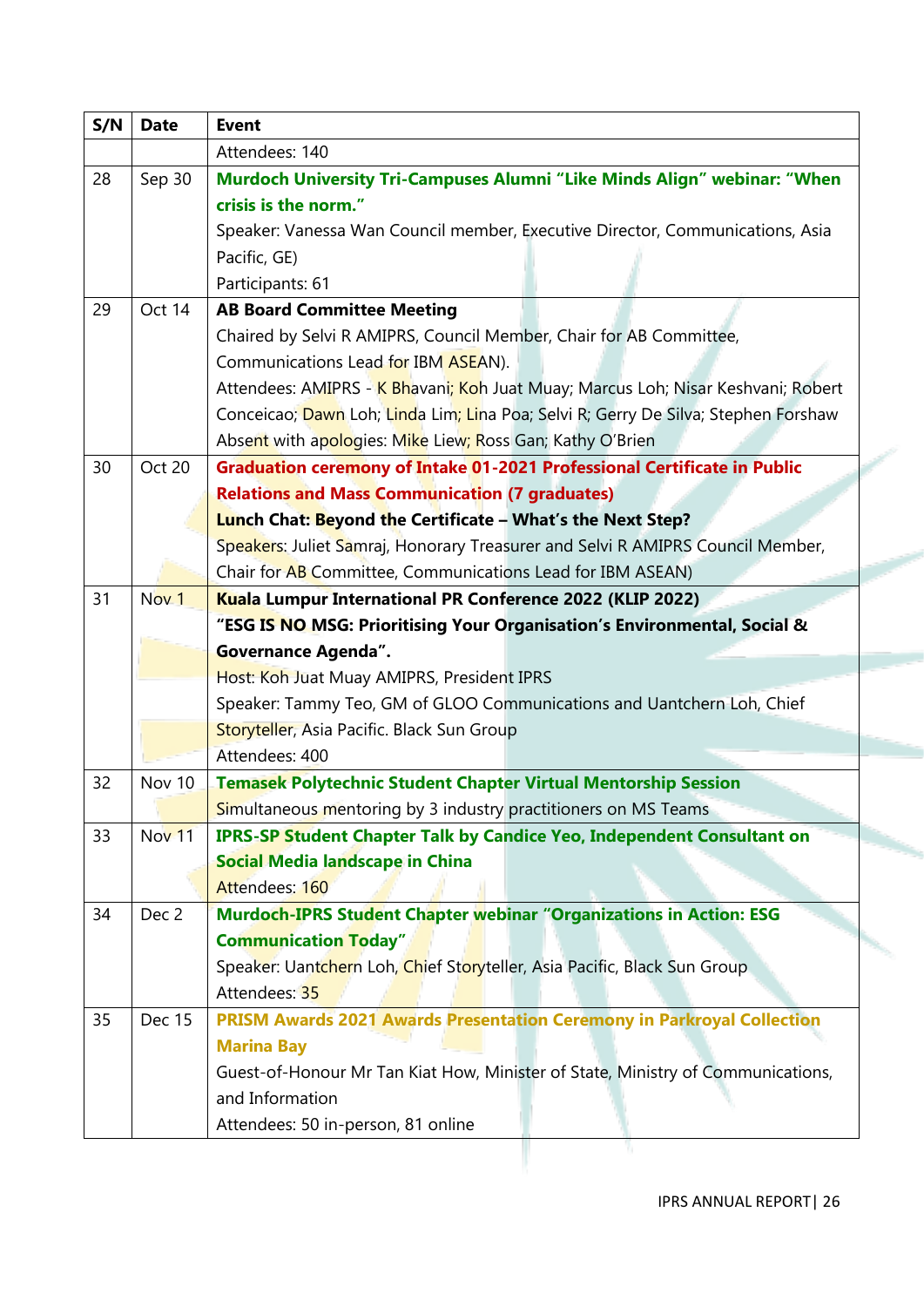| S/N | Date | Event |
|---|---|---|
| | | Attendees: 140 |
| 28 | Sep 30 | **Murdoch University Tri-Campuses Alumni "Like Minds Align" webinar: "When crisis is the norm."**<br>Speaker: Vanessa Wan Council member, Executive Director, Communications, Asia Pacific, GE)<br>Participants: 61 |
| 29 | Oct 14 | **AB Board Committee Meeting**<br>Chaired by Selvi R AMIPRS, Council Member, Chair for AB Committee, Communications Lead for IBM ASEAN).<br>Attendees: AMIPRS - K Bhavani; Koh Juat Muay; Marcus Loh; Nisar Keshvani; Robert Conceicao; Dawn Loh; Linda Lim; Lina Poa; Selvi R; Gerry De Silva; Stephen Forshaw<br>Absent with apologies: Mike Liew; Ross Gan; Kathy O'Brien |
| 30 | Oct 20 | **Graduation ceremony of Intake 01-2021 Professional Certificate in Public Relations and Mass Communication (7 graduates)**<br>**Lunch Chat: Beyond the Certificate – What's the Next Step?**<br>Speakers: Juliet Samraj, Honorary Treasurer and Selvi R AMIPRS Council Member, Chair for AB Committee, Communications Lead for IBM ASEAN) |
| 31 | Nov 1 | **Kuala Lumpur International PR Conference 2022 (KLIP 2022)**<br>**"ESG IS NO MSG: Prioritising Your Organisation's Environmental, Social & Governance Agenda".**<br>Host: Koh Juat Muay AMIPRS, President IPRS<br>Speaker: Tammy Teo, GM of GLOO Communications and Uantchern Loh, Chief Storyteller, Asia Pacific. Black Sun Group<br>Attendees: 400 |
| 32 | Nov 10 | **Temasek Polytechnic Student Chapter Virtual Mentorship Session**<br>Simultaneous mentoring by 3 industry practitioners on MS Teams |
| 33 | Nov 11 | **IPRS-SP Student Chapter Talk by Candice Yeo, Independent Consultant on Social Media landscape in China**<br>Attendees: 160 |
| 34 | Dec 2 | **Murdoch-IPRS Student Chapter webinar "Organizations in Action: ESG Communication Today"**<br>Speaker: Uantchern Loh, Chief Storyteller, Asia Pacific, Black Sun Group<br>Attendees: 35 |
| 35 | Dec 15 | **PRISM Awards 2021 Awards Presentation Ceremony in Parkroyal Collection Marina Bay**<br>Guest-of-Honour Mr Tan Kiat How, Minister of State, Ministry of Communications, and Information<br>Attendees: 50 in-person, 81 online |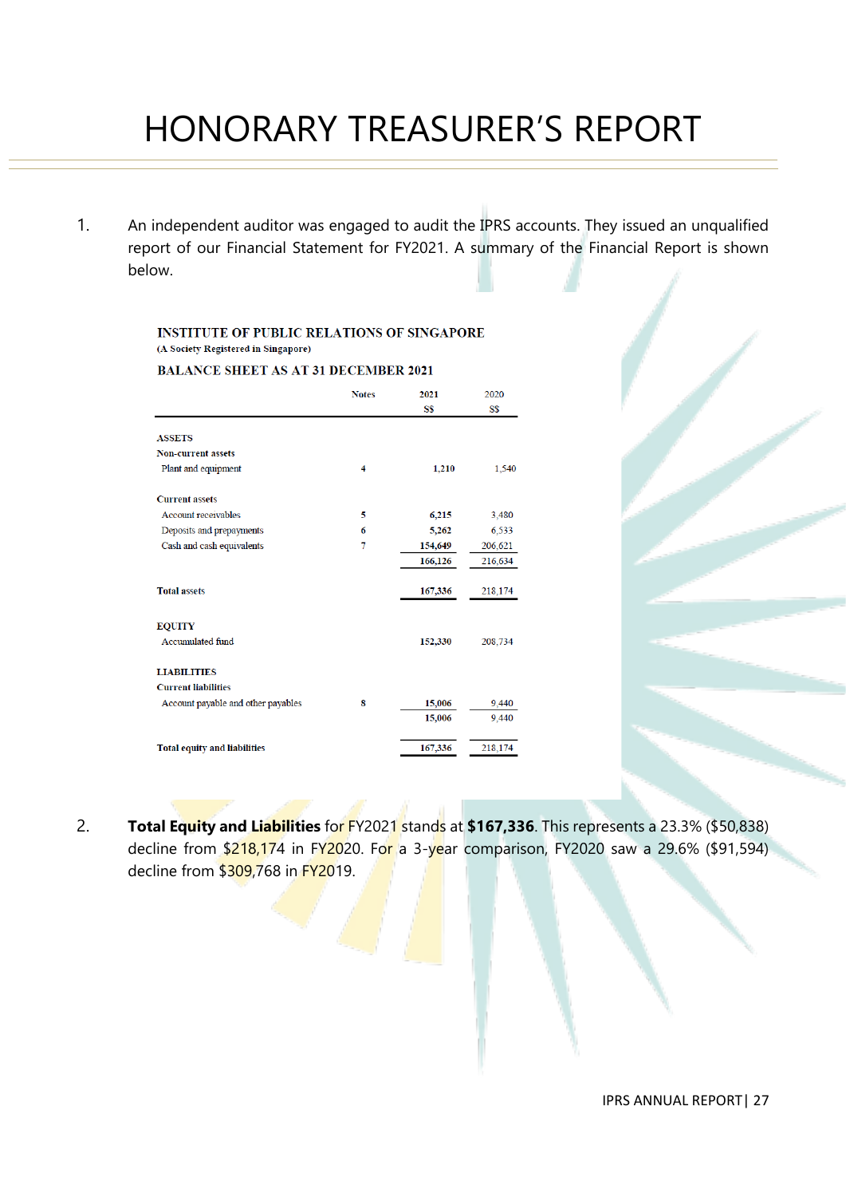# HONORARY TREASURER'S REPORT

1. An independent auditor was engaged to audit the IPRS accounts. They issued an unqualified report of our Financial Statement for FY2021. A summary of the Financial Report is shown below.

**INSTITUTE OF PUBLIC RELATIONS OF SINGAPORE**
**(A Society Registered in Singapore)**

**BALANCE SHEET AS AT 31 DECEMBER 2021**

| | Notes | 2021<br>S$ | 2020<br>S$ |
|---|---|---|---|
| **ASSETS** | | | |
| **Non-current assets** | | | |
| Plant and equipment | 4 | 1,210 | 1,540 |
| **Current assets** | | | |
| Account receivables | 5 | 6,215 | 3,480 |
| Deposits and prepayments | 6 | 5,262 | 6,533 |
| Cash and cash equivalents | 7 | 154,649 | 206,621 |
| | | 166,126 | 216,634 |
| **Total assets** | | 167,336 | 218,174 |
| **EQUITY** | | | |
| Accumulated fund | | 152,330 | 208,734 |
| **LIABILITIES** | | | |
| **Current liabilities** | | | |
| Account payable and other payables | 8 | 15,006 | 9,440 |
| | | 15,006 | 9,440 |
| **Total equity and liabilities** | | 167,336 | 218,174 |

2. **Total Equity and Liabilities** for FY2021 stands at **$167,336**. This represents a 23.3% ($50,838) decline from $218,174 in FY2020. For a 3-year comparison, FY2020 saw a 29.6% ($91,594) decline from $309,768 in FY2019.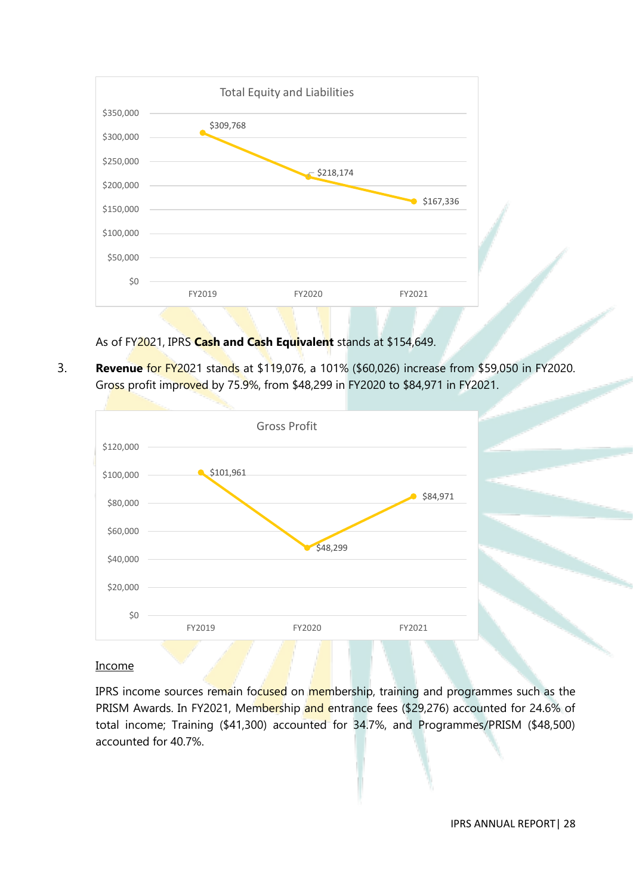**Total Equity and Liabilities**

| | FY2019 | FY2020 | FY2021 |
|---|---|---|---|
| Total Equity and Liabilities | $309,768 | $218,174 | $167,336 |

As of FY2021, IPRS **Cash and Cash Equivalent** stands at $154,649.

3. **Revenue** for FY2021 stands at $119,076, a 101% ($60,026) increase from $59,050 in FY2020. Gross profit improved by 75.9%, from $48,299 in FY2020 to $84,971 in FY2021.

**Gross Profit**

| | FY2019 | FY2020 | FY2021 |
|---|---|---|---|
| Gross Profit | $101,961 | $48,299 | $84,971 |

<u>Income</u>

IPRS income sources remain focused on membership, training and programmes such as the PRISM Awards. In FY2021, Membership and entrance fees ($29,276) accounted for 24.6% of total income; Training ($41,300) accounted for 34.7%, and Programmes/PRISM ($48,500) accounted for 40.7%.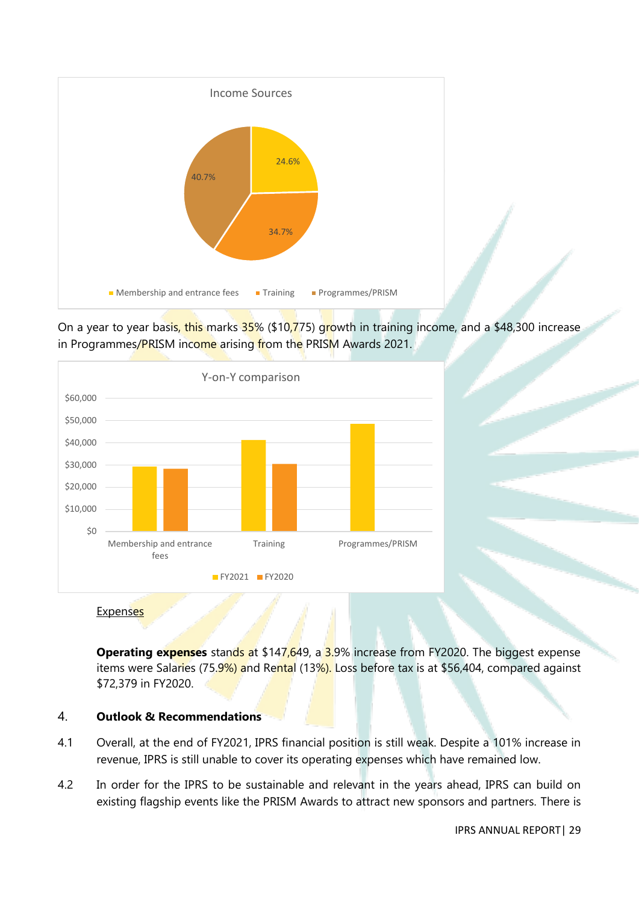Income Sources

- Membership and entrance fees: 24.6%
- Training: 34.7%
- Programmes/PRISM: 40.7%

On a year to year basis, this marks 35% ($10,775) growth in training income, and a $48,300 increase in Programmes/PRISM income arising from the PRISM Awards 2021.

Y-on-Y comparison

Legend: FY2021, FY2020

Categories: Membership and entrance fees, Training, Programmes/PRISM

Y-axis: $0 – $60,000

Expenses

**Operating expenses** stands at $147,649, a 3.9% increase from FY2020. The biggest expense items were Salaries (75.9%) and Rental (13%). Loss before tax is at $56,404, compared against $72,379 in FY2020.

## 4. Outlook & Recommendations

4.1 Overall, at the end of FY2021, IPRS financial position is still weak. Despite a 101% increase in revenue, IPRS is still unable to cover its operating expenses which have remained low.

4.2 In order for the IPRS to be sustainable and relevant in the years ahead, IPRS can build on existing flagship events like the PRISM Awards to attract new sponsors and partners. There is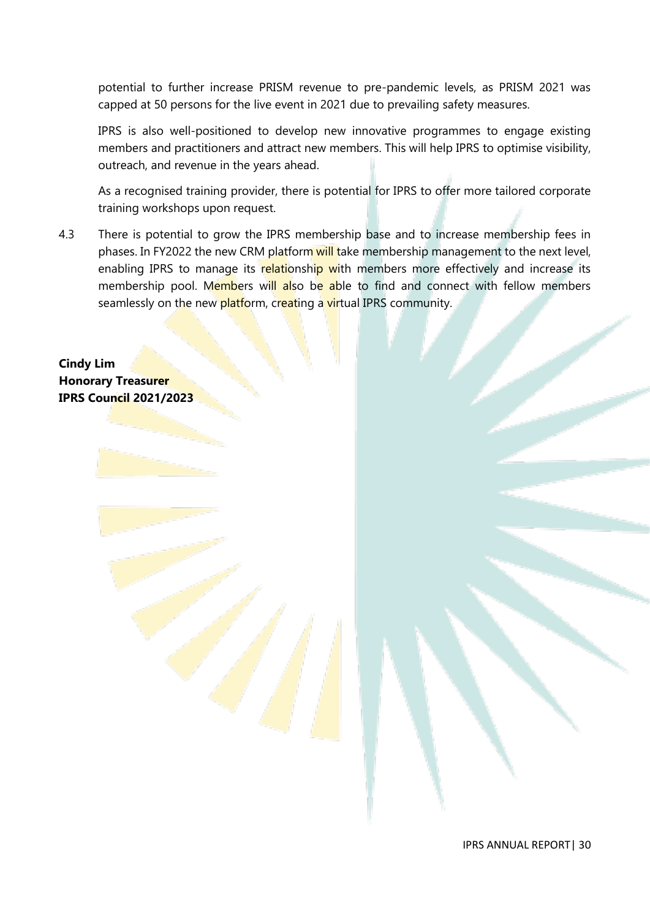potential to further increase PRISM revenue to pre-pandemic levels, as PRISM 2021 was capped at 50 persons for the live event in 2021 due to prevailing safety measures.

IPRS is also well-positioned to develop new innovative programmes to engage existing members and practitioners and attract new members. This will help IPRS to optimise visibility, outreach, and revenue in the years ahead.

As a recognised training provider, there is potential for IPRS to offer more tailored corporate training workshops upon request.

4.3 There is potential to grow the IPRS membership base and to increase membership fees in phases. In FY2022 the new CRM platform will take membership management to the next level, enabling IPRS to manage its relationship with members more effectively and increase its membership pool. Members will also be able to find and connect with fellow members seamlessly on the new platform, creating a virtual IPRS community.

**Cindy Lim**
**Honorary Treasurer**
**IPRS Council 2021/2023**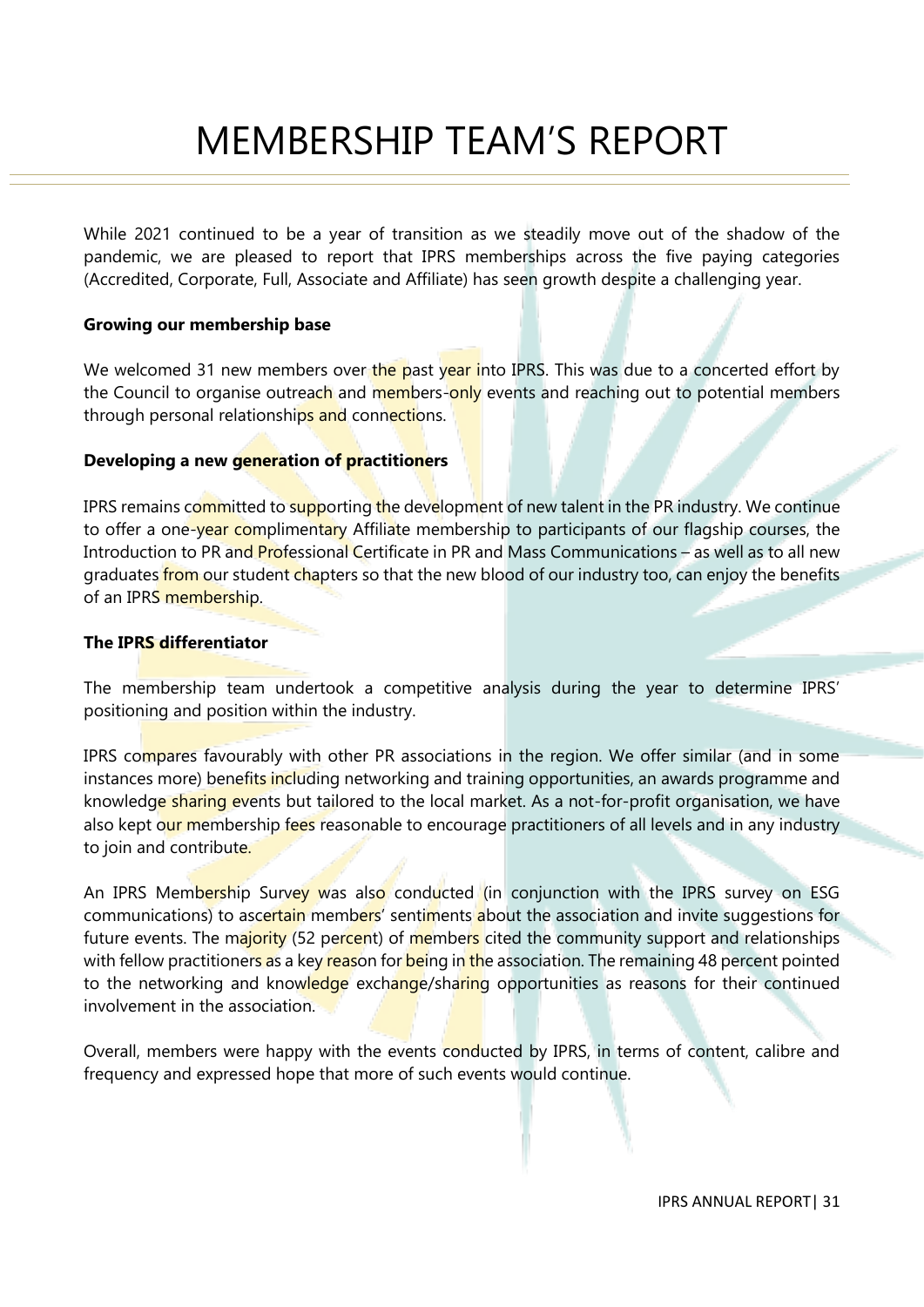# MEMBERSHIP TEAM'S REPORT

While 2021 continued to be a year of transition as we steadily move out of the shadow of the pandemic, we are pleased to report that IPRS memberships across the five paying categories (Accredited, Corporate, Full, Associate and Affiliate) has seen growth despite a challenging year.

**Growing our membership base**

We welcomed 31 new members over the past year into IPRS. This was due to a concerted effort by the Council to organise outreach and members-only events and reaching out to potential members through personal relationships and connections.

**Developing a new generation of practitioners**

IPRS remains committed to supporting the development of new talent in the PR industry. We continue to offer a one-year complimentary Affiliate membership to participants of our flagship courses, the Introduction to PR and Professional Certificate in PR and Mass Communications – as well as to all new graduates from our student chapters so that the new blood of our industry too, can enjoy the benefits of an IPRS membership.

**The IPRS differentiator**

The membership team undertook a competitive analysis during the year to determine IPRS' positioning and position within the industry.

IPRS compares favourably with other PR associations in the region. We offer similar (and in some instances more) benefits including networking and training opportunities, an awards programme and knowledge sharing events but tailored to the local market. As a not-for-profit organisation, we have also kept our membership fees reasonable to encourage practitioners of all levels and in any industry to join and contribute.

An IPRS Membership Survey was also conducted (in conjunction with the IPRS survey on ESG communications) to ascertain members' sentiments about the association and invite suggestions for future events. The majority (52 percent) of members cited the community support and relationships with fellow practitioners as a key reason for being in the association. The remaining 48 percent pointed to the networking and knowledge exchange/sharing opportunities as reasons for their continued involvement in the association.

Overall, members were happy with the events conducted by IPRS, in terms of content, calibre and frequency and expressed hope that more of such events would continue.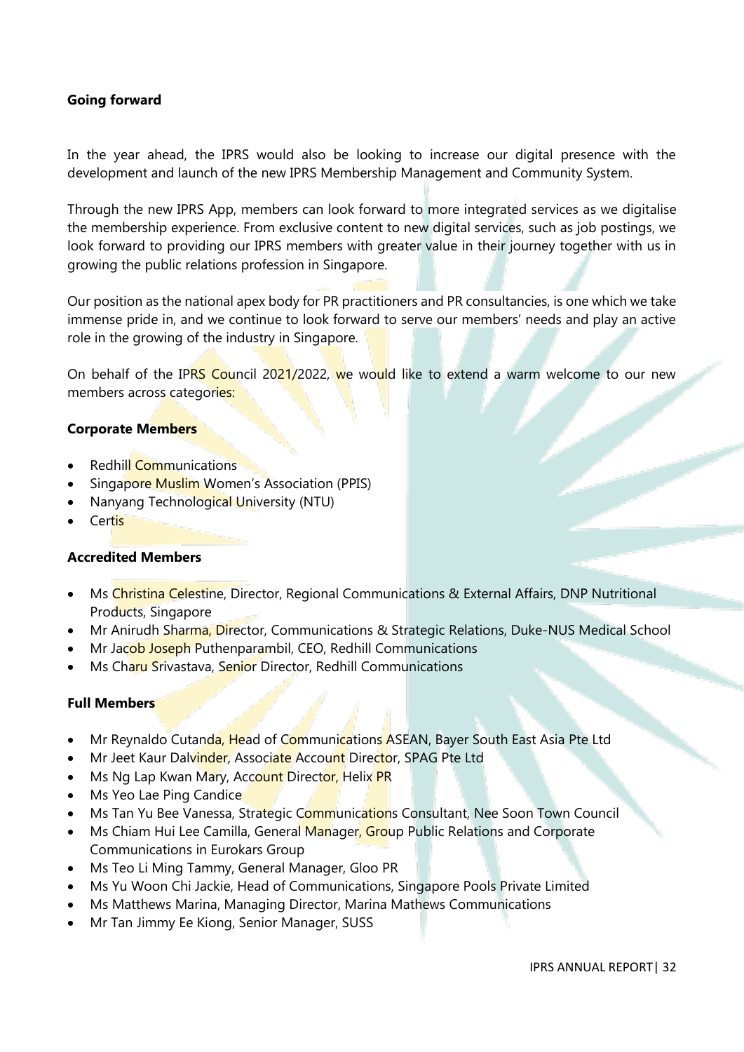**Going forward**

In the year ahead, the IPRS would also be looking to increase our digital presence with the development and launch of the new IPRS Membership Management and Community System.

Through the new IPRS App, members can look forward to more integrated services as we digitalise the membership experience. From exclusive content to new digital services, such as job postings, we look forward to providing our IPRS members with greater value in their journey together with us in growing the public relations profession in Singapore.

Our position as the national apex body for PR practitioners and PR consultancies, is one which we take immense pride in, and we continue to look forward to serve our members' needs and play an active role in the growing of the industry in Singapore.

On behalf of the IPRS Council 2021/2022, we would like to extend a warm welcome to our new members across categories:

**Corporate Members**

- Redhill Communications
- Singapore Muslim Women's Association (PPIS)
- Nanyang Technological University (NTU)
- Certis

**Accredited Members**

- Ms Christina Celestine, Director, Regional Communications & External Affairs, DNP Nutritional Products, Singapore
- Mr Anirudh Sharma, Director, Communications & Strategic Relations, Duke-NUS Medical School
- Mr Jacob Joseph Puthenparambil, CEO, Redhill Communications
- Ms Charu Srivastava, Senior Director, Redhill Communications

**Full Members**

- Mr Reynaldo Cutanda, Head of Communications ASEAN, Bayer South East Asia Pte Ltd
- Mr Jeet Kaur Dalvinder, Associate Account Director, SPAG Pte Ltd
- Ms Ng Lap Kwan Mary, Account Director, Helix PR
- Ms Yeo Lae Ping Candice
- Ms Tan Yu Bee Vanessa, Strategic Communications Consultant, Nee Soon Town Council
- Ms Chiam Hui Lee Camilla, General Manager, Group Public Relations and Corporate Communications in Eurokars Group
- Ms Teo Li Ming Tammy, General Manager, Gloo PR
- Ms Yu Woon Chi Jackie, Head of Communications, Singapore Pools Private Limited
- Ms Matthews Marina, Managing Director, Marina Mathews Communications
- Mr Tan Jimmy Ee Kiong, Senior Manager, SUSS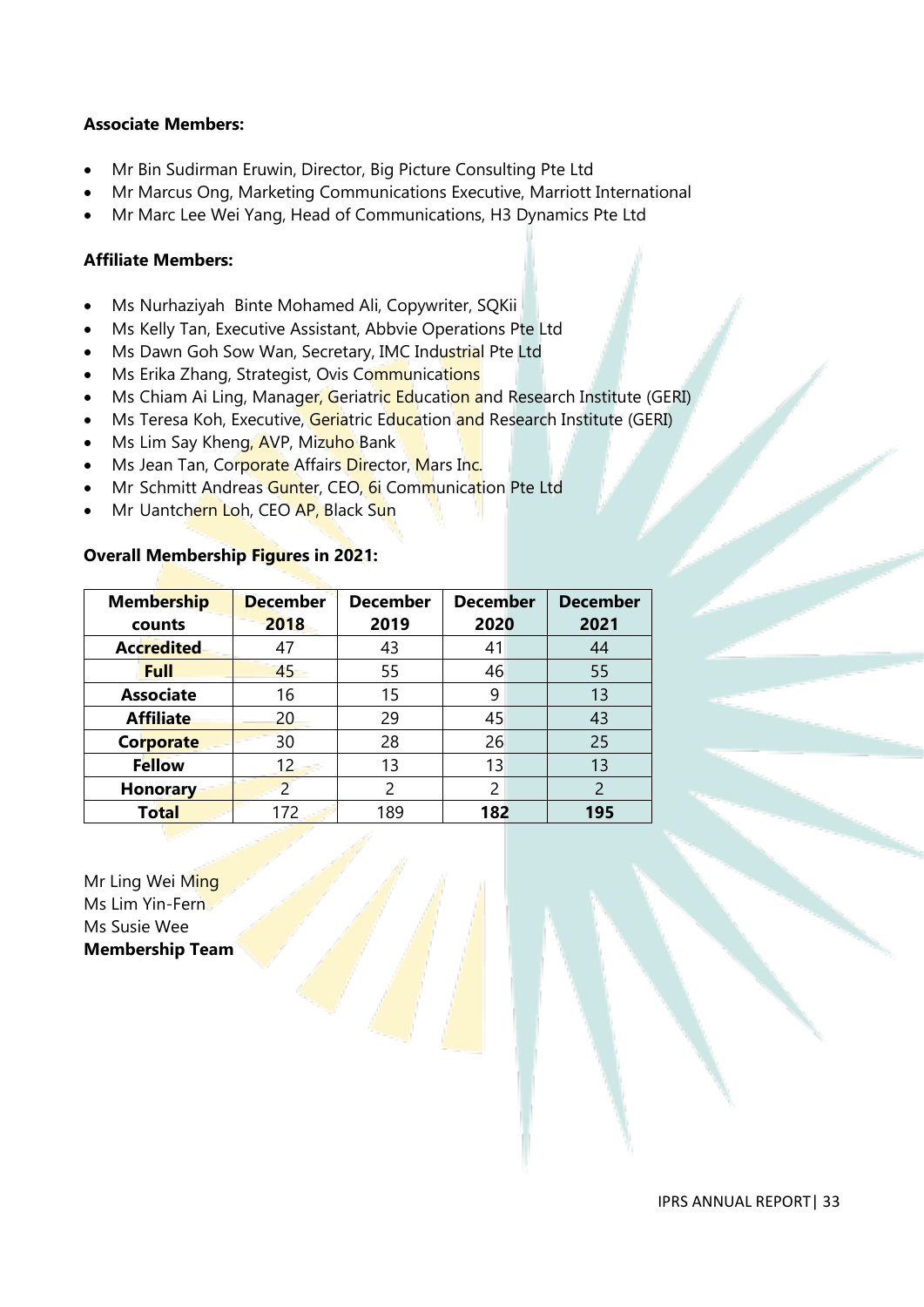**Associate Members:**

- Mr Bin Sudirman Eruwin, Director, Big Picture Consulting Pte Ltd
- Mr Marcus Ong, Marketing Communications Executive, Marriott International
- Mr Marc Lee Wei Yang, Head of Communications, H3 Dynamics Pte Ltd

**Affiliate Members:**

- Ms Nurhaziyah Binte Mohamed Ali, Copywriter, SQKii
- Ms Kelly Tan, Executive Assistant, Abbvie Operations Pte Ltd
- Ms Dawn Goh Sow Wan, Secretary, IMC Industrial Pte Ltd
- Ms Erika Zhang, Strategist, Ovis Communications
- Ms Chiam Ai Ling, Manager, Geriatric Education and Research Institute (GERI)
- Ms Teresa Koh, Executive, Geriatric Education and Research Institute (GERI)
- Ms Lim Say Kheng, AVP, Mizuho Bank
- Ms Jean Tan, Corporate Affairs Director, Mars Inc.
- Mr Schmitt Andreas Gunter, CEO, 6i Communication Pte Ltd
- Mr Uantchern Loh, CEO AP, Black Sun

**Overall Membership Figures in 2021:**

| Membership counts | December 2018 | December 2019 | December 2020 | December 2021 |
|---|---|---|---|---|
| **Accredited** | 47 | 43 | 41 | 44 |
| **Full** | 45 | 55 | 46 | 55 |
| **Associate** | 16 | 15 | 9 | 13 |
| **Affiliate** | 20 | 29 | 45 | 43 |
| **Corporate** | 30 | 28 | 26 | 25 |
| **Fellow** | 12 | 13 | 13 | 13 |
| **Honorary** | 2 | 2 | 2 | 2 |
| **Total** | 172 | 189 | **182** | **195** |

Mr Ling Wei Ming
Ms Lim Yin-Fern
Ms Susie Wee
**Membership Team**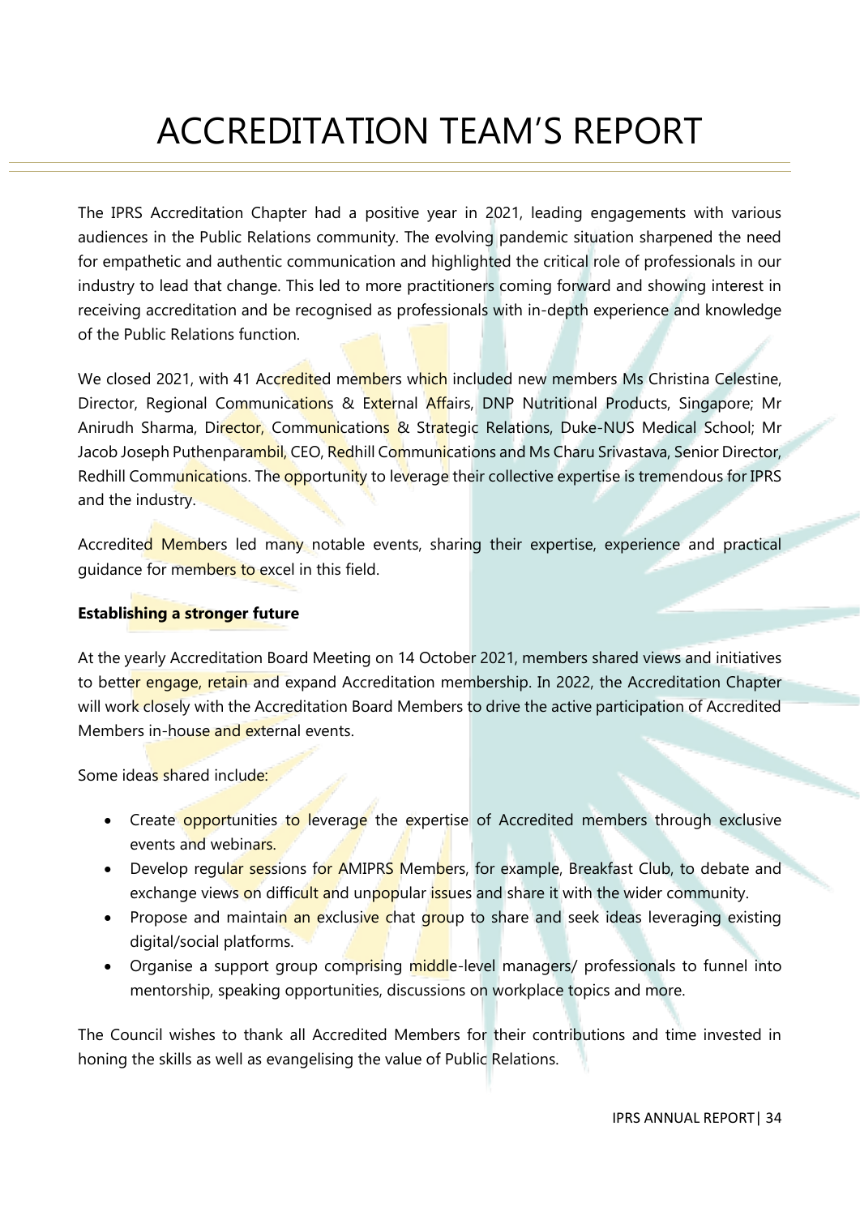# ACCREDITATION TEAM'S REPORT

The IPRS Accreditation Chapter had a positive year in 2021, leading engagements with various audiences in the Public Relations community. The evolving pandemic situation sharpened the need for empathetic and authentic communication and highlighted the critical role of professionals in our industry to lead that change. This led to more practitioners coming forward and showing interest in receiving accreditation and be recognised as professionals with in-depth experience and knowledge of the Public Relations function.

We closed 2021, with 41 Accredited members which included new members Ms Christina Celestine, Director, Regional Communications & External Affairs, DNP Nutritional Products, Singapore; Mr Anirudh Sharma, Director, Communications & Strategic Relations, Duke-NUS Medical School; Mr Jacob Joseph Puthenparambil, CEO, Redhill Communications and Ms Charu Srivastava, Senior Director, Redhill Communications. The opportunity to leverage their collective expertise is tremendous for IPRS and the industry.

Accredited Members led many notable events, sharing their expertise, experience and practical guidance for members to excel in this field.

**Establishing a stronger future**

At the yearly Accreditation Board Meeting on 14 October 2021, members shared views and initiatives to better engage, retain and expand Accreditation membership. In 2022, the Accreditation Chapter will work closely with the Accreditation Board Members to drive the active participation of Accredited Members in-house and external events.

Some ideas shared include:

- Create opportunities to leverage the expertise of Accredited members through exclusive events and webinars.
- Develop regular sessions for AMIPRS Members, for example, Breakfast Club, to debate and exchange views on difficult and unpopular issues and share it with the wider community.
- Propose and maintain an exclusive chat group to share and seek ideas leveraging existing digital/social platforms.
- Organise a support group comprising middle-level managers/ professionals to funnel into mentorship, speaking opportunities, discussions on workplace topics and more.

The Council wishes to thank all Accredited Members for their contributions and time invested in honing the skills as well as evangelising the value of Public Relations.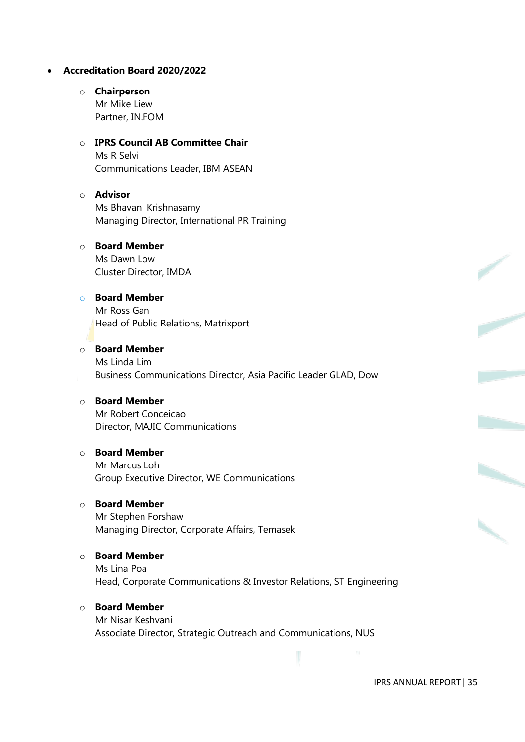- **Accreditation Board 2020/2022**

  - **Chairperson**
    Mr Mike Liew
    Partner, IN.FOM

  - **IPRS Council AB Committee Chair**
    Ms R Selvi
    Communications Leader, IBM ASEAN

  - **Advisor**
    Ms Bhavani Krishnasamy
    Managing Director, International PR Training

  - **Board Member**
    Ms Dawn Low
    Cluster Director, IMDA

  - **Board Member**
    Mr Ross Gan
    Head of Public Relations, Matrixport

  - **Board Member**
    Ms Linda Lim
    Business Communications Director, Asia Pacific Leader GLAD, Dow

  - **Board Member**
    Mr Robert Conceicao
    Director, MAJIC Communications

  - **Board Member**
    Mr Marcus Loh
    Group Executive Director, WE Communications

  - **Board Member**
    Mr Stephen Forshaw
    Managing Director, Corporate Affairs, Temasek

  - **Board Member**
    Ms Lina Poa
    Head, Corporate Communications & Investor Relations, ST Engineering

  - **Board Member**
    Mr Nisar Keshvani
    Associate Director, Strategic Outreach and Communications, NUS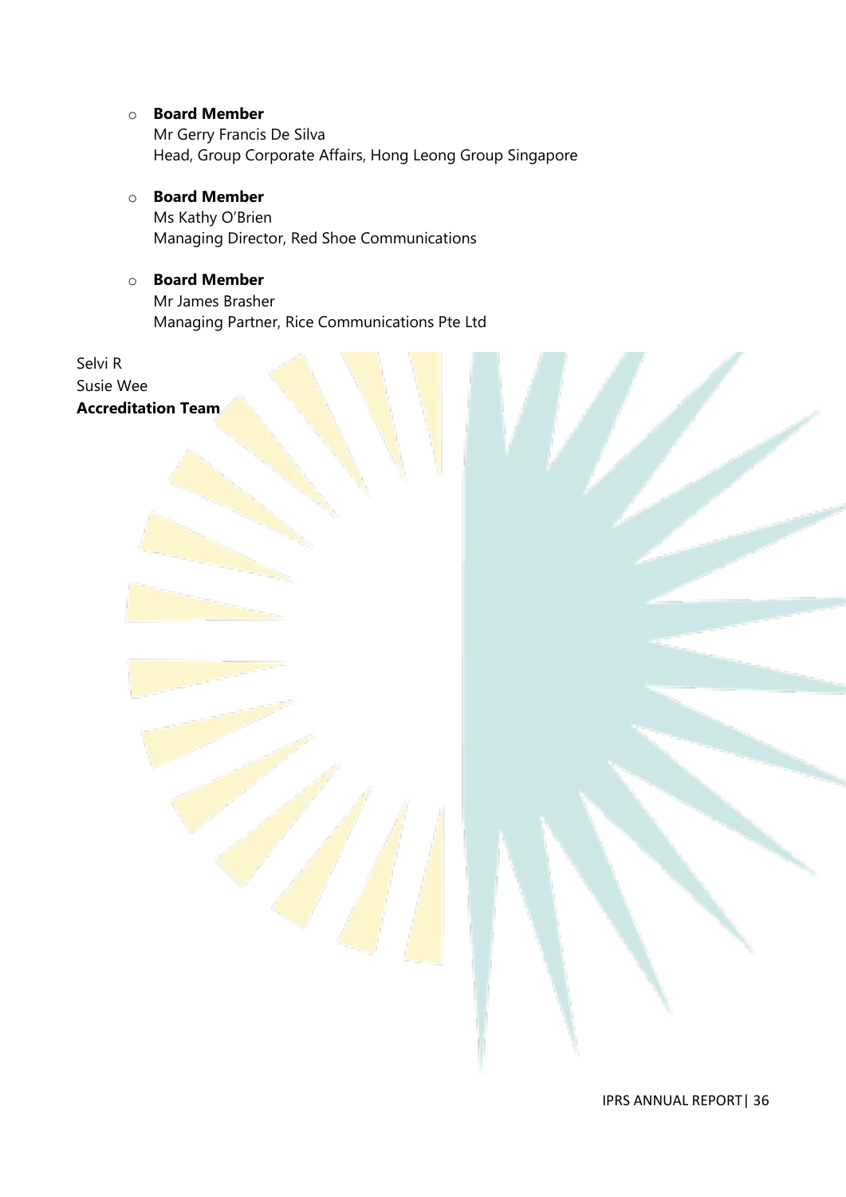- **Board Member**
  Mr Gerry Francis De Silva
  Head, Group Corporate Affairs, Hong Leong Group Singapore

- **Board Member**
  Ms Kathy O'Brien
  Managing Director, Red Shoe Communications

- **Board Member**
  Mr James Brasher
  Managing Partner, Rice Communications Pte Ltd

Selvi R
Susie Wee
**Accreditation Team**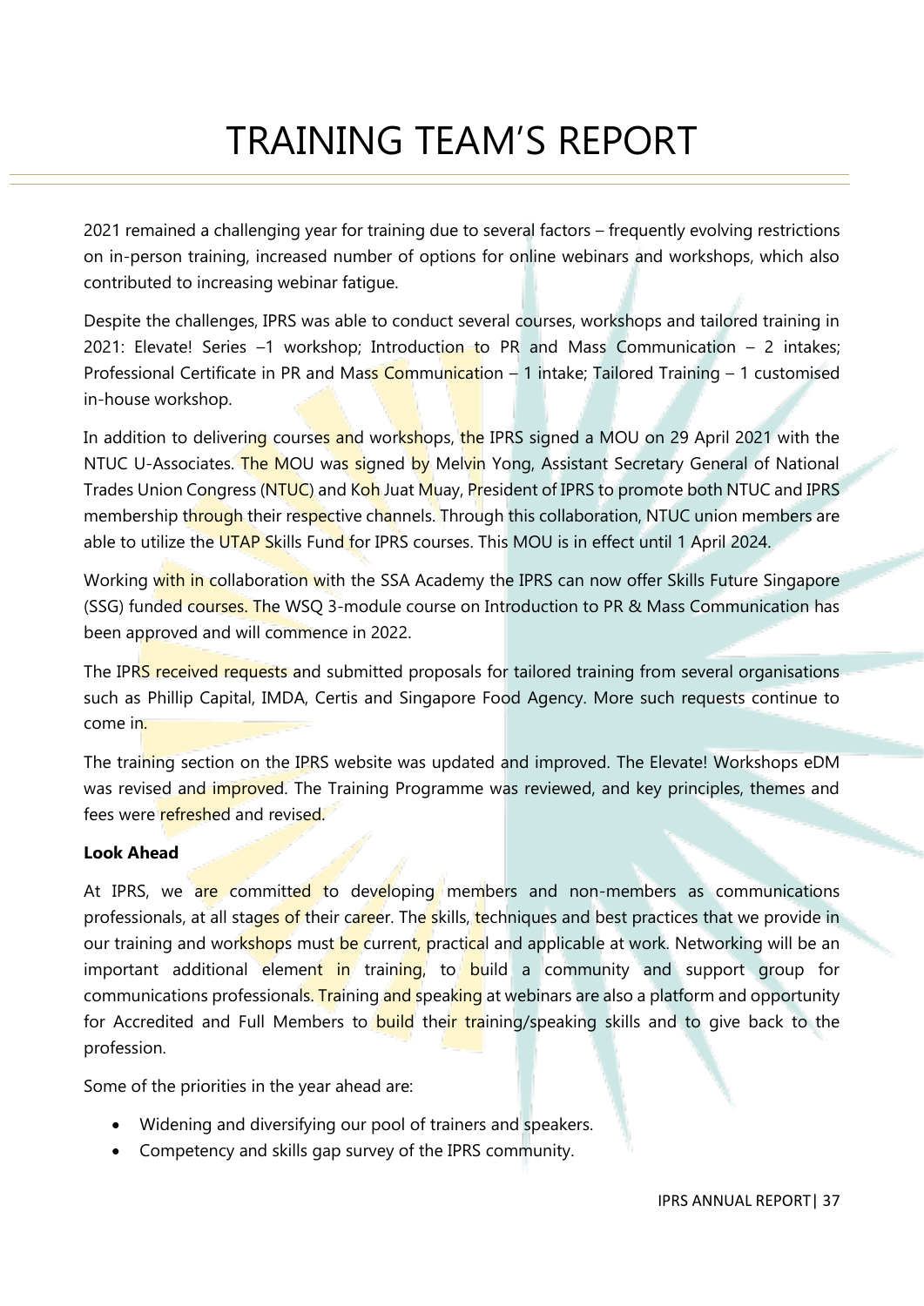# TRAINING TEAM'S REPORT

2021 remained a challenging year for training due to several factors – frequently evolving restrictions on in-person training, increased number of options for online webinars and workshops, which also contributed to increasing webinar fatigue.

Despite the challenges, IPRS was able to conduct several courses, workshops and tailored training in 2021: Elevate! Series –1 workshop; Introduction to PR and Mass Communication – 2 intakes; Professional Certificate in PR and Mass Communication – 1 intake; Tailored Training – 1 customised in-house workshop.

In addition to delivering courses and workshops, the IPRS signed a MOU on 29 April 2021 with the NTUC U-Associates. The MOU was signed by Melvin Yong, Assistant Secretary General of National Trades Union Congress (NTUC) and Koh Juat Muay, President of IPRS to promote both NTUC and IPRS membership through their respective channels. Through this collaboration, NTUC union members are able to utilize the UTAP Skills Fund for IPRS courses. This MOU is in effect until 1 April 2024.

Working with in collaboration with the SSA Academy the IPRS can now offer Skills Future Singapore (SSG) funded courses. The WSQ 3-module course on Introduction to PR & Mass Communication has been approved and will commence in 2022.

The IPRS received requests and submitted proposals for tailored training from several organisations such as Phillip Capital, IMDA, Certis and Singapore Food Agency. More such requests continue to come in.

The training section on the IPRS website was updated and improved. The Elevate! Workshops eDM was revised and improved. The Training Programme was reviewed, and key principles, themes and fees were refreshed and revised.

**Look Ahead**

At IPRS, we are committed to developing members and non-members as communications professionals, at all stages of their career. The skills, techniques and best practices that we provide in our training and workshops must be current, practical and applicable at work. Networking will be an important additional element in training, to build a community and support group for communications professionals. Training and speaking at webinars are also a platform and opportunity for Accredited and Full Members to build their training/speaking skills and to give back to the profession.

Some of the priorities in the year ahead are:

- Widening and diversifying our pool of trainers and speakers.
- Competency and skills gap survey of the IPRS community.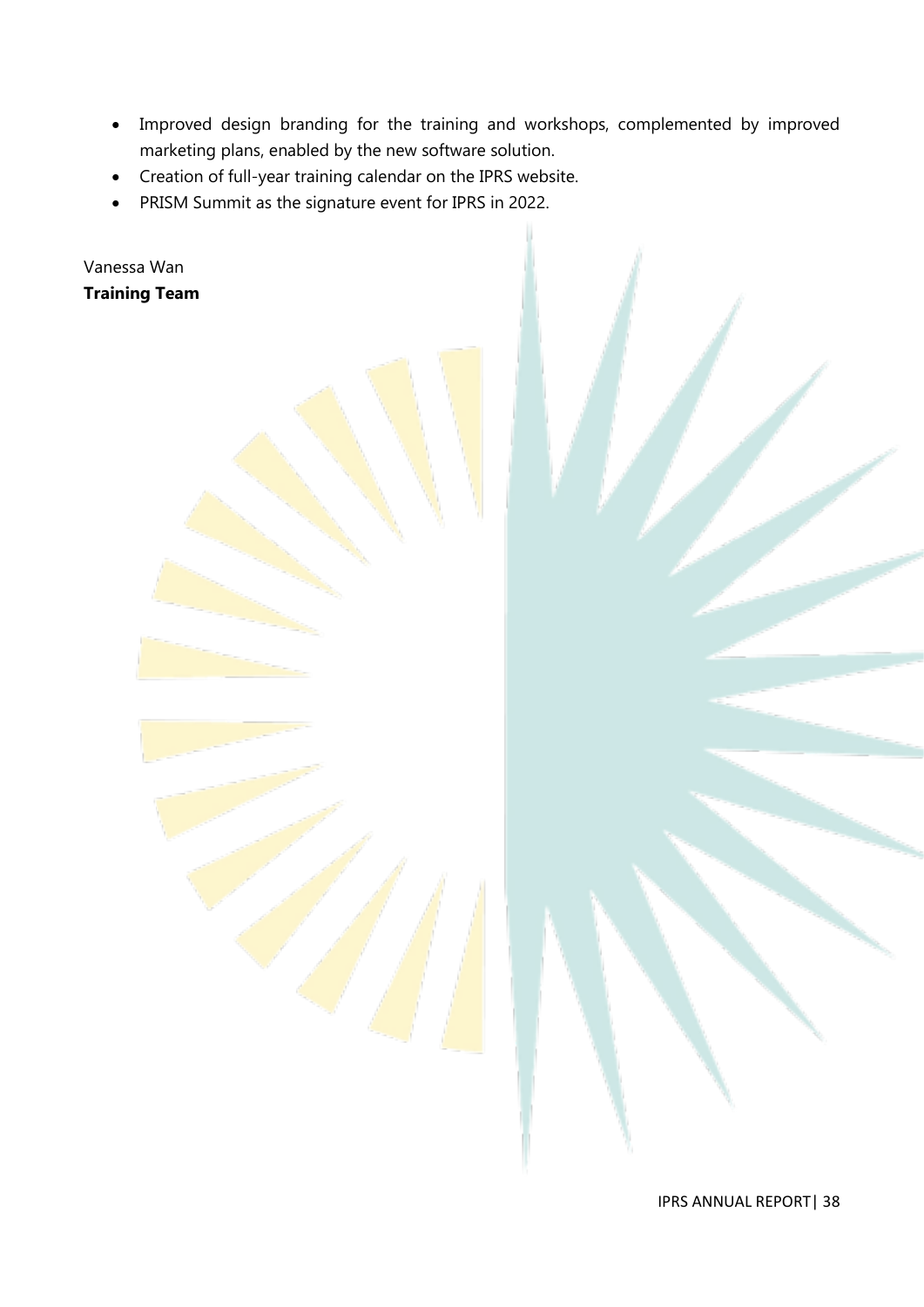- Improved design branding for the training and workshops, complemented by improved marketing plans, enabled by the new software solution.
- Creation of full-year training calendar on the IPRS website.
- PRISM Summit as the signature event for IPRS in 2022.

Vanessa Wan
**Training Team**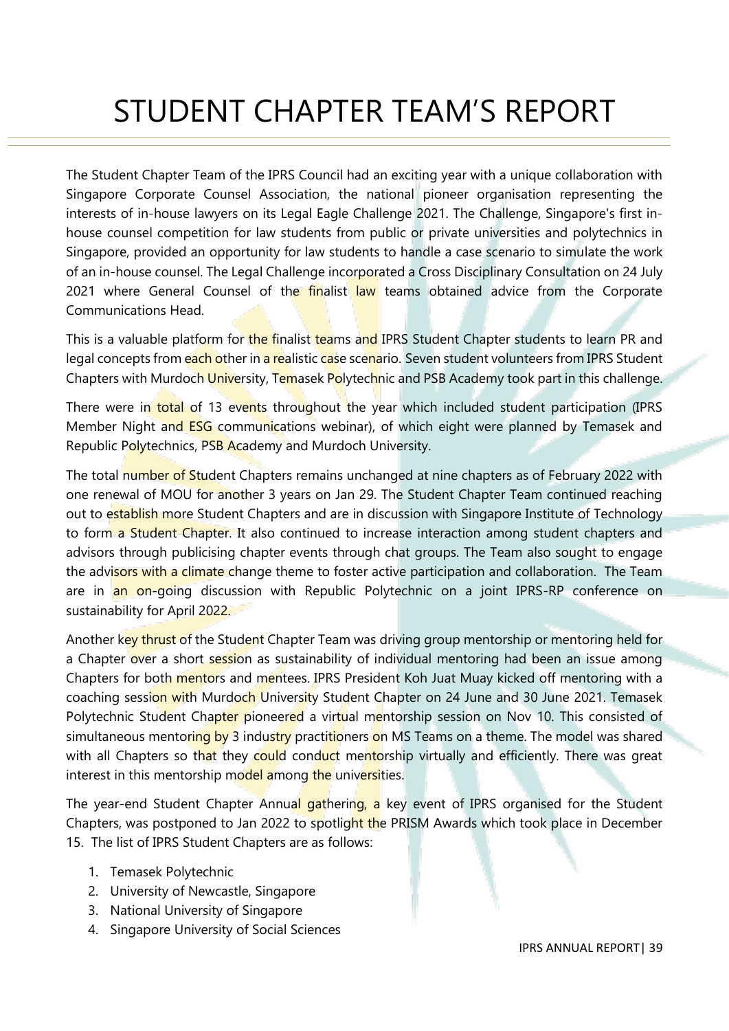# STUDENT CHAPTER TEAM'S REPORT

The Student Chapter Team of the IPRS Council had an exciting year with a unique collaboration with Singapore Corporate Counsel Association, the national pioneer organisation representing the interests of in-house lawyers on its Legal Eagle Challenge 2021. The Challenge, Singapore's first in-house counsel competition for law students from public or private universities and polytechnics in Singapore, provided an opportunity for law students to handle a case scenario to simulate the work of an in-house counsel. The Legal Challenge incorporated a Cross Disciplinary Consultation on 24 July 2021 where General Counsel of the finalist law teams obtained advice from the Corporate Communications Head.

This is a valuable platform for the finalist teams and IPRS Student Chapter students to learn PR and legal concepts from each other in a realistic case scenario. Seven student volunteers from IPRS Student Chapters with Murdoch University, Temasek Polytechnic and PSB Academy took part in this challenge.

There were in total of 13 events throughout the year which included student participation (IPRS Member Night and ESG communications webinar), of which eight were planned by Temasek and Republic Polytechnics, PSB Academy and Murdoch University.

The total number of Student Chapters remains unchanged at nine chapters as of February 2022 with one renewal of MOU for another 3 years on Jan 29. The Student Chapter Team continued reaching out to establish more Student Chapters and are in discussion with Singapore Institute of Technology to form a Student Chapter. It also continued to increase interaction among student chapters and advisors through publicising chapter events through chat groups. The Team also sought to engage the advisors with a climate change theme to foster active participation and collaboration. The Team are in an on-going discussion with Republic Polytechnic on a joint IPRS-RP conference on sustainability for April 2022.

Another key thrust of the Student Chapter Team was driving group mentorship or mentoring held for a Chapter over a short session as sustainability of individual mentoring had been an issue among Chapters for both mentors and mentees. IPRS President Koh Juat Muay kicked off mentoring with a coaching session with Murdoch University Student Chapter on 24 June and 30 June 2021. Temasek Polytechnic Student Chapter pioneered a virtual mentorship session on Nov 10. This consisted of simultaneous mentoring by 3 industry practitioners on MS Teams on a theme. The model was shared with all Chapters so that they could conduct mentorship virtually and efficiently. There was great interest in this mentorship model among the universities.

The year-end Student Chapter Annual gathering, a key event of IPRS organised for the Student Chapters, was postponed to Jan 2022 to spotlight the PRISM Awards which took place in December 15. The list of IPRS Student Chapters are as follows:

1. Temasek Polytechnic
2. University of Newcastle, Singapore
3. National University of Singapore
4. Singapore University of Social Sciences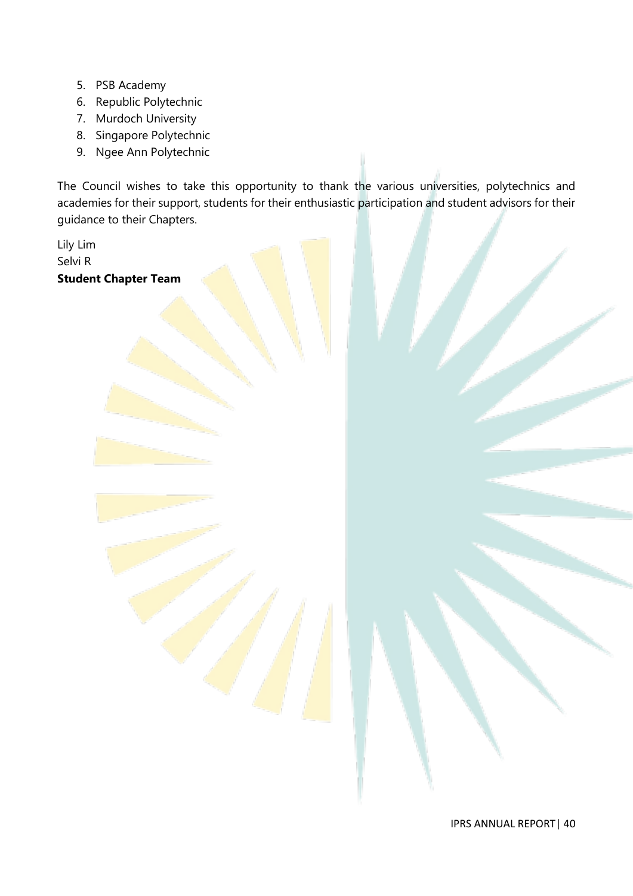5. PSB Academy
6. Republic Polytechnic
7. Murdoch University
8. Singapore Polytechnic
9. Ngee Ann Polytechnic

The Council wishes to take this opportunity to thank the various universities, polytechnics and academies for their support, students for their enthusiastic participation and student advisors for their guidance to their Chapters.

Lily Lim
Selvi R
**Student Chapter Team**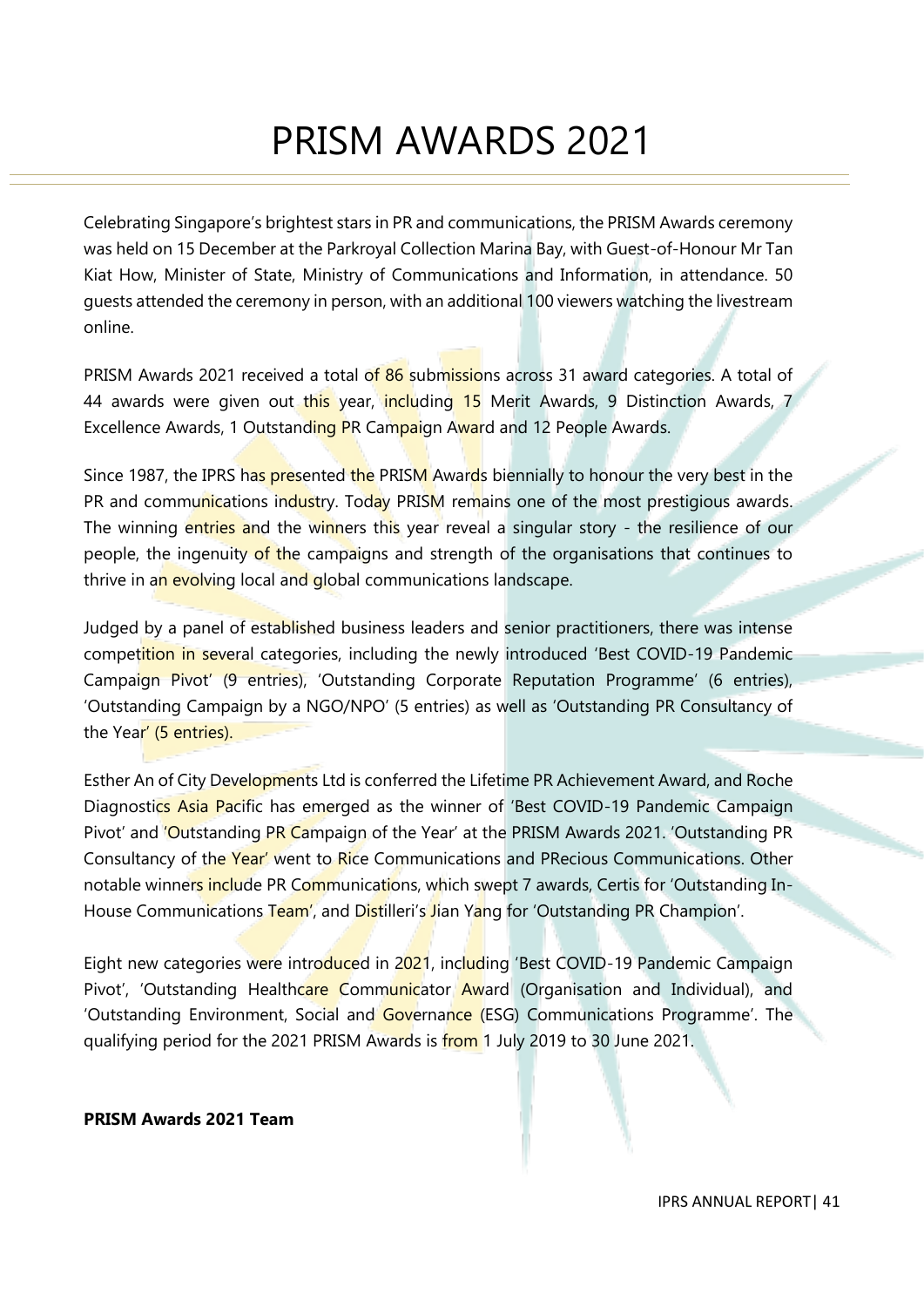# PRISM AWARDS 2021

Celebrating Singapore's brightest stars in PR and communications, the PRISM Awards ceremony was held on 15 December at the Parkroyal Collection Marina Bay, with Guest-of-Honour Mr Tan Kiat How, Minister of State, Ministry of Communications and Information, in attendance. 50 guests attended the ceremony in person, with an additional 100 viewers watching the livestream online.

PRISM Awards 2021 received a total of 86 submissions across 31 award categories. A total of 44 awards were given out this year, including 15 Merit Awards, 9 Distinction Awards, 7 Excellence Awards, 1 Outstanding PR Campaign Award and 12 People Awards.

Since 1987, the IPRS has presented the PRISM Awards biennially to honour the very best in the PR and communications industry. Today PRISM remains one of the most prestigious awards. The winning entries and the winners this year reveal a singular story - the resilience of our people, the ingenuity of the campaigns and strength of the organisations that continues to thrive in an evolving local and global communications landscape.

Judged by a panel of established business leaders and senior practitioners, there was intense competition in several categories, including the newly introduced 'Best COVID-19 Pandemic Campaign Pivot' (9 entries), 'Outstanding Corporate Reputation Programme' (6 entries), 'Outstanding Campaign by a NGO/NPO' (5 entries) as well as 'Outstanding PR Consultancy of the Year' (5 entries).

Esther An of City Developments Ltd is conferred the Lifetime PR Achievement Award, and Roche Diagnostics Asia Pacific has emerged as the winner of 'Best COVID-19 Pandemic Campaign Pivot' and 'Outstanding PR Campaign of the Year' at the PRISM Awards 2021. 'Outstanding PR Consultancy of the Year' went to Rice Communications and PRecious Communications. Other notable winners include PR Communications, which swept 7 awards, Certis for 'Outstanding In-House Communications Team', and Distilleri's Jian Yang for 'Outstanding PR Champion'.

Eight new categories were introduced in 2021, including 'Best COVID-19 Pandemic Campaign Pivot', 'Outstanding Healthcare Communicator Award (Organisation and Individual), and 'Outstanding Environment, Social and Governance (ESG) Communications Programme'. The qualifying period for the 2021 PRISM Awards is from 1 July 2019 to 30 June 2021.

**PRISM Awards 2021 Team**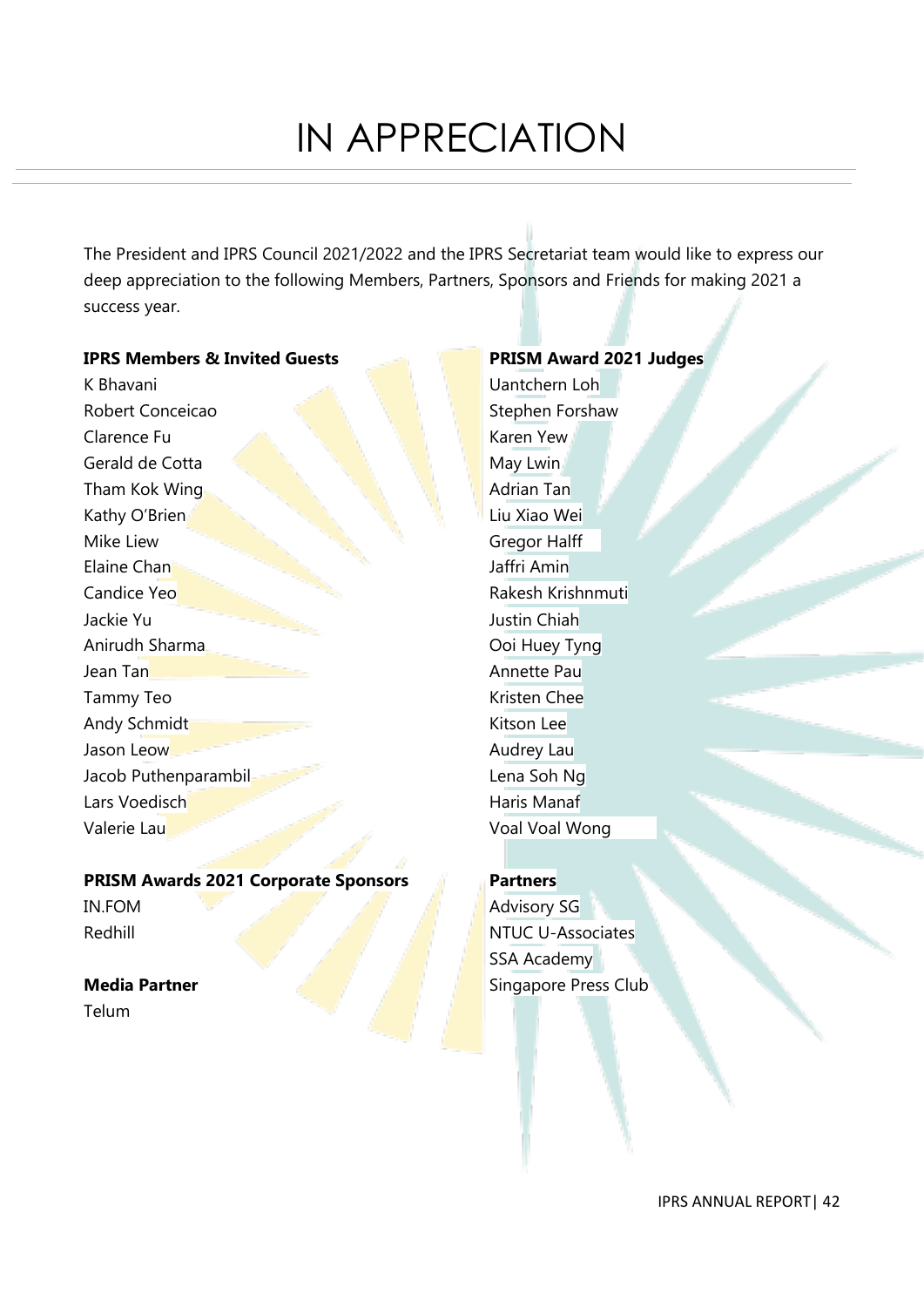# IN APPRECIATION

The President and IPRS Council 2021/2022 and the IPRS Secretariat team would like to express our deep appreciation to the following Members, Partners, Sponsors and Friends for making 2021 a success year.

**IPRS Members & Invited Guests**

K Bhavani
Robert Conceicao
Clarence Fu
Gerald de Cotta
Tham Kok Wing
Kathy O'Brien
Mike Liew
Elaine Chan
Candice Yeo
Jackie Yu
Anirudh Sharma
Jean Tan
Tammy Teo
Andy Schmidt
Jason Leow
Jacob Puthenparambil
Lars Voedisch
Valerie Lau

**PRISM Awards 2021 Corporate Sponsors**

IN.FOM
Redhill

**Media Partner**

Telum

**PRISM Award 2021 Judges**

Uantchern Loh
Stephen Forshaw
Karen Yew
May Lwin
Adrian Tan
Liu Xiao Wei
Gregor Halff
Jaffri Amin
Rakesh Krishnmuti
Justin Chiah
Ooi Huey Tyng
Annette Pau
Kristen Chee
Kitson Lee
Audrey Lau
Lena Soh Ng
Haris Manaf
Voal Voal Wong

**Partners**

Advisory SG
NTUC U-Associates
SSA Academy
Singapore Press Club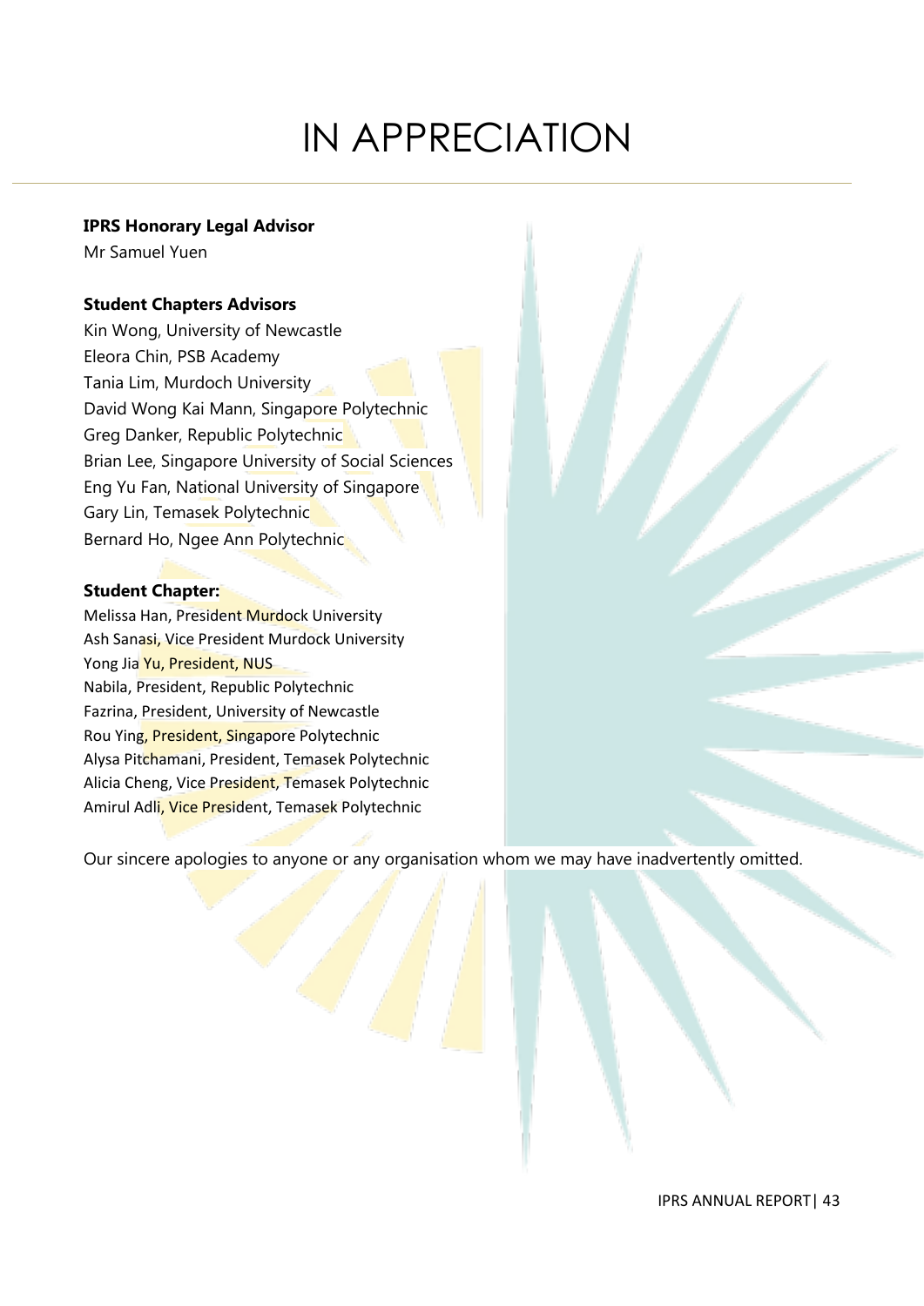# IN APPRECIATION

**IPRS Honorary Legal Advisor**

Mr Samuel Yuen

**Student Chapters Advisors**

Kin Wong, University of Newcastle
Eleora Chin, PSB Academy
Tania Lim, Murdoch University
David Wong Kai Mann, Singapore Polytechnic
Greg Danker, Republic Polytechnic
Brian Lee, Singapore University of Social Sciences
Eng Yu Fan, National University of Singapore
Gary Lin, Temasek Polytechnic
Bernard Ho, Ngee Ann Polytechnic

**Student Chapter:**

Melissa Han, President Murdock University
Ash Sanasi, Vice President Murdock University
Yong Jia Yu, President, NUS
Nabila, President, Republic Polytechnic
Fazrina, President, University of Newcastle
Rou Ying, President, Singapore Polytechnic
Alysa Pitchamani, President, Temasek Polytechnic
Alicia Cheng, Vice President, Temasek Polytechnic
Amirul Adli, Vice President, Temasek Polytechnic

Our sincere apologies to anyone or any organisation whom we may have inadvertently omitted.